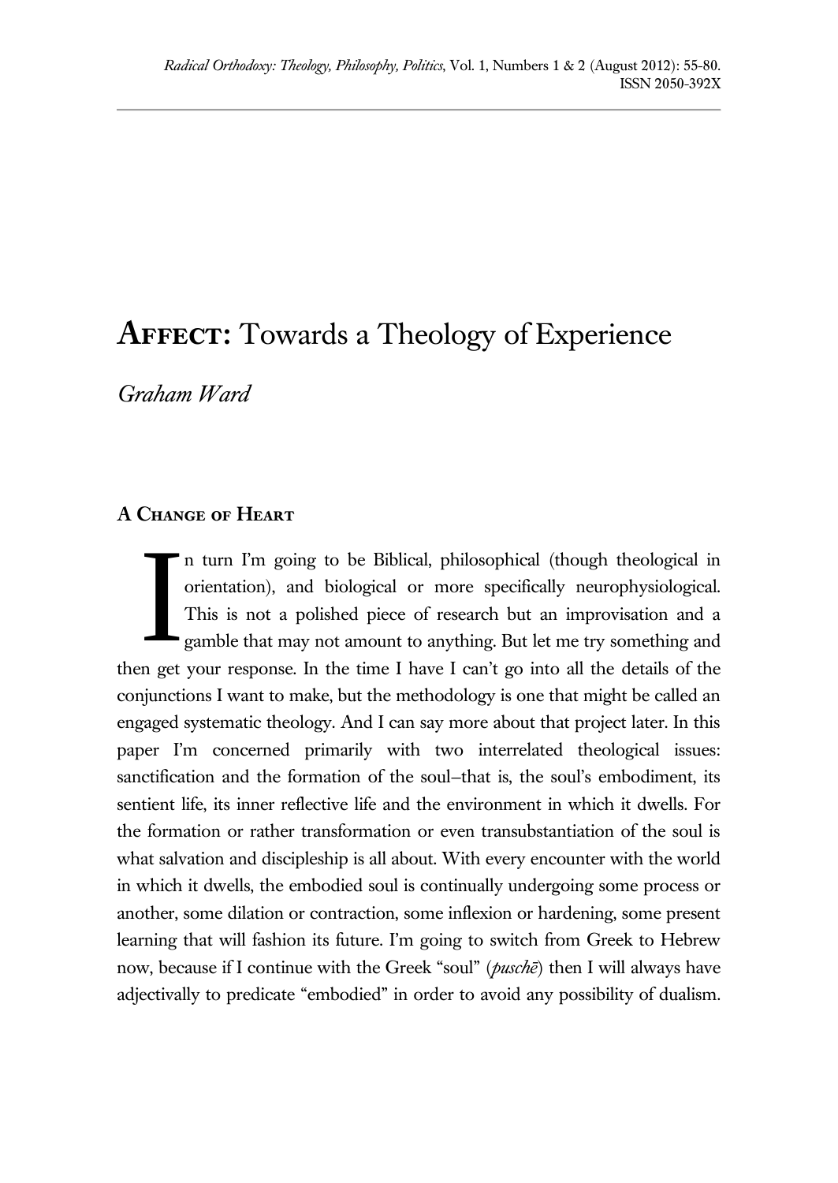# Affect: Towards a Theology of Experience

*Graham Ward*

## A Change of Heart

In turn I'm going to be Biblical, philosophical (though theological in orientation), and biological or more specifically neurophysiological. This is not a polished piece of research but an improvisation and a gamble that may not amount to anything. But let me try something and then get your response. In the time I have I can't go into all the details of the conjunctions I want to make, but the methodology is one that might be called an engaged systematic theology. And I can say more about that project later. In this paper I'm concerned primarily with two interrelated theological issues: sanctification and the formation of the soul–that is, the soul's embodiment, its sentient life, its inner reflective life and the environment in which it dwells. For the formation or rather transformation or even transubstantiation of the soul is what salvation and discipleship is all about. With every encounter with the world in which it dwells, the embodied soul is continually undergoing some process or another, some dilation or contraction, some inflexion or hardening, some present learning that will fashion its future. I'm going to switch from Greek to Hebrew now, because if I continue with the Greek "soul" (*pschē*) then I will always have adjectivally to predicate "embodied" in order to avoid any possibility of dualism.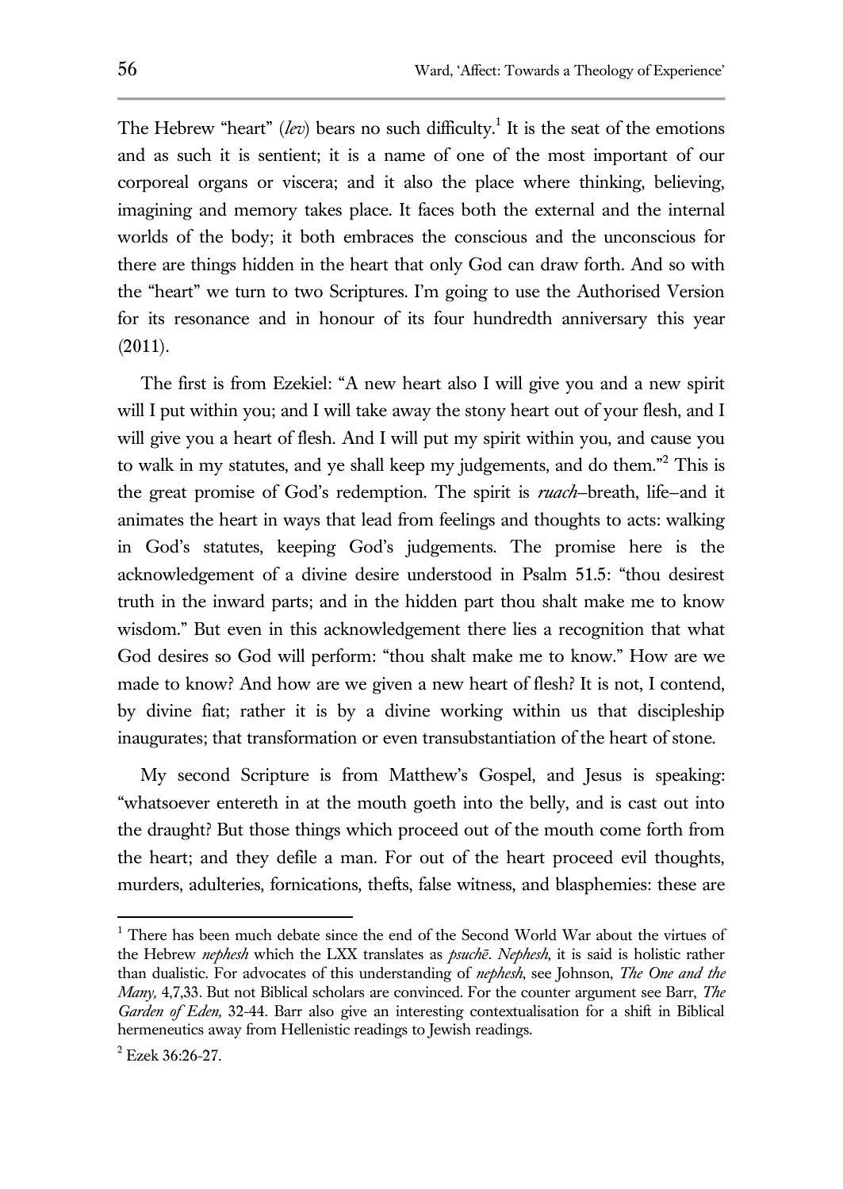The Hebrew "heart" (*lev*) bears no such difficulty.[1] It is the seat of the emotions and as such it is sentient; it is a name of one of the most important of our corporeal organs or viscera; and it also the place where thinking, believing, imagining and memory takes place. It faces both the external and the internal worlds of the body; it both embraces the conscious and the unconscious for there are things hidden in the heart that only God can draw forth. And so with the "heart" we turn to two Scriptures. I'm going to use the Authorised Version for its resonance and in honour of its four hundredth anniversary this year (2011).

The first is from Ezekiel: "A new heart also I will give you and a new spirit will I put within you; and I will take away the stony heart out of your flesh, and I will give you a heart of flesh. And I will put my spirit within you, and cause you to walk in my statutes, and ye shall keep my judgements, and do them."[2] This is the great promise of God's redemption. The spirit is *ruach*–breath, life–and it animates the heart in ways that lead from feelings and thoughts to acts: walking in God's statutes, keeping God's judgements. The promise here is the acknowledgement of a divine desire understood in Psalm 51.5: "thou desirest truth in the inward parts; and in the hidden part thou shalt make me to know wisdom." But even in this acknowledgement there lies a recognition that what God desires so God will perform: "thou shalt make me to know." How are we made to know? And how are we given a new heart of flesh? It is not, I contend, by divine fiat; rather it is by a divine working within us that discipleship inaugurates; that transformation or even transubstantiation of the heart of stone.

My second Scripture is from Matthew's Gospel, and Jesus is speaking: "whatsoever entereth in at the mouth goeth into the belly, and is cast out into the draught? But those things which proceed out of the mouth come forth from the heart; and they defile a man. For out of the heart proceed evil thoughts, murders, adulteries, fornications, thefts, false witness, and blasphemies: these are

---

[1] There has been much debate since the end of the Second World War about the virtues of the Hebrew *nephesh* which the LXX translates as *psuchē*. *Nephesh*, it is said is holistic rather than dualistic. For advocates of this understanding of *nephesh*, see Johnson, *The One and the Many,* 4,7,33. But not Biblical scholars are convinced. For the counter argument see Barr, *The Garden of Eden,* 32-44. Barr also give an interesting contextualisation for a shift in Biblical hermeneutics away from Hellenistic readings to Jewish readings.

[2] Ezek 36:26-27.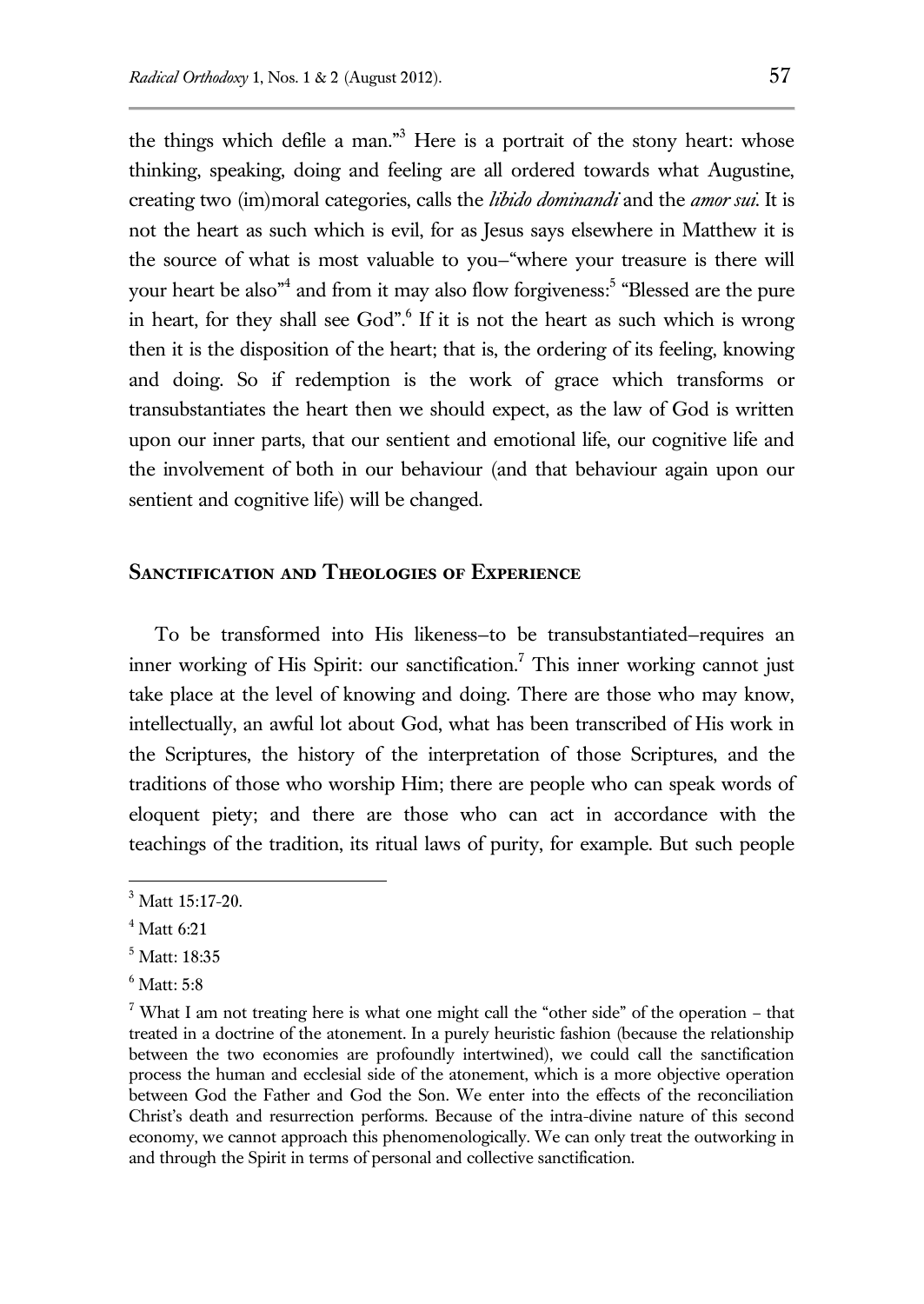the things which defile a man."[3] Here is a portrait of the stony heart: whose thinking, speaking, doing and feeling are all ordered towards what Augustine, creating two (im)moral categories, calls the *libido dominandi* and the *amor sui*. It is not the heart as such which is evil, for as Jesus says elsewhere in Matthew it is the source of what is most valuable to you–"where your treasure is there will your heart be also"[4] and from it may also flow forgiveness:[5] "Blessed are the pure in heart, for they shall see God".[6] If it is not the heart as such which is wrong then it is the disposition of the heart; that is, the ordering of its feeling, knowing and doing. So if redemption is the work of grace which transforms or transubstantiates the heart then we should expect, as the law of God is written upon our inner parts, that our sentient and emotional life, our cognitive life and the involvement of both in our behaviour (and that behaviour again upon our sentient and cognitive life) will be changed.

## Sanctification and Theologies of Experience

To be transformed into His likeness–to be transubstantiated–requires an inner working of His Spirit: our sanctification.[7] This inner working cannot just take place at the level of knowing and doing. There are those who may know, intellectually, an awful lot about God, what has been transcribed of His work in the Scriptures, the history of the interpretation of those Scriptures, and the traditions of those who worship Him; there are people who can speak words of eloquent piety; and there are those who can act in accordance with the teachings of the tradition, its ritual laws of purity, for example. But such people

---

[3] Matt 15:17-20.

[4] Matt 6:21

[5] Matt: 18:35

[6] Matt: 5:8

[7] What I am not treating here is what one might call the "other side" of the operation – that treated in a doctrine of the atonement. In a purely heuristic fashion (because the relationship between the two economies are profoundly intertwined), we could call the sanctification process the human and ecclesial side of the atonement, which is a more objective operation between God the Father and God the Son. We enter into the effects of the reconciliation Christ's death and resurrection performs. Because of the intra-divine nature of this second economy, we cannot approach this phenomenologically. We can only treat the outworking in and through the Spirit in terms of personal and collective sanctification.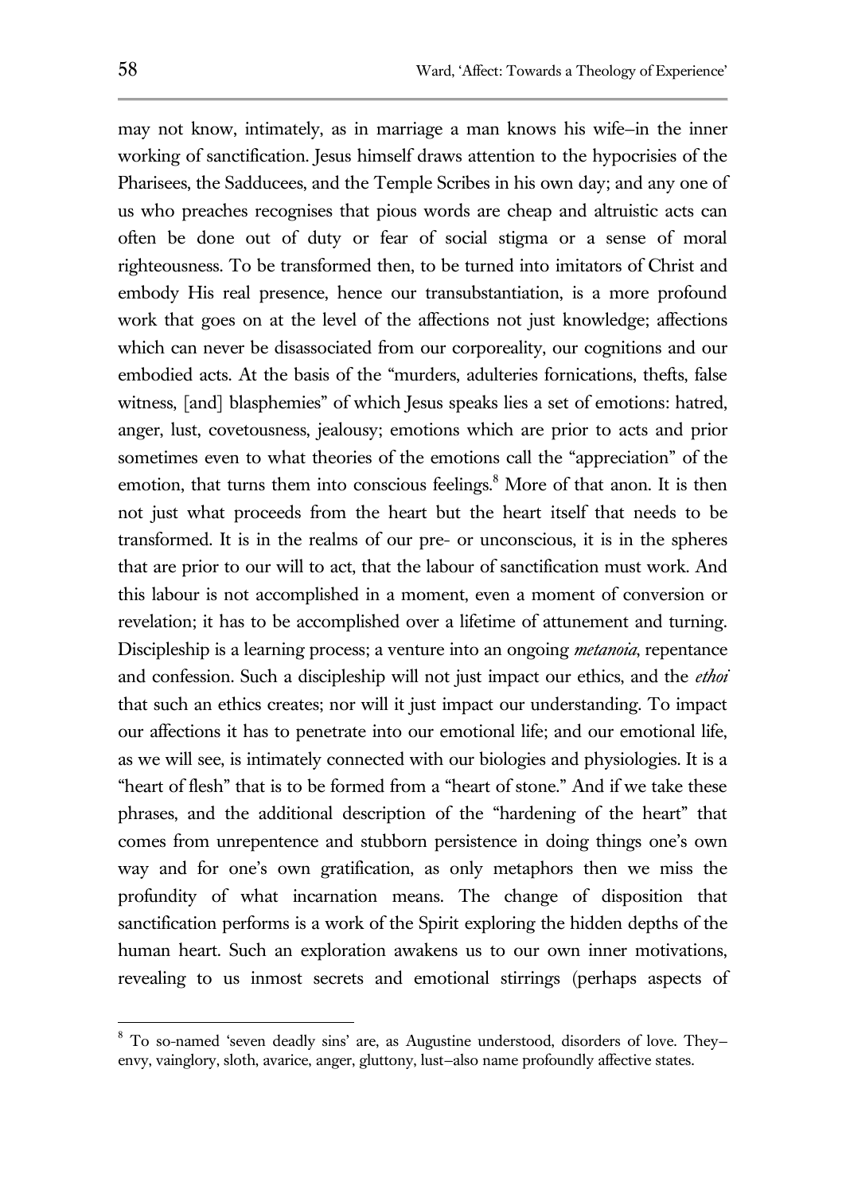may not know, intimately, as in marriage a man knows his wife–in the inner working of sanctification. Jesus himself draws attention to the hypocrisies of the Pharisees, the Sadducees, and the Temple Scribes in his own day; and any one of us who preaches recognises that pious words are cheap and altruistic acts can often be done out of duty or fear of social stigma or a sense of moral righteousness. To be transformed then, to be turned into imitators of Christ and embody His real presence, hence our transubstantiation, is a more profound work that goes on at the level of the affections not just knowledge; affections which can never be disassociated from our corporeality, our cognitions and our embodied acts. At the basis of the "murders, adulteries fornications, thefts, false witness, [and] blasphemies" of which Jesus speaks lies a set of emotions: hatred, anger, lust, covetousness, jealousy; emotions which are prior to acts and prior sometimes even to what theories of the emotions call the "appreciation" of the emotion, that turns them into conscious feelings.[8] More of that anon. It is then not just what proceeds from the heart but the heart itself that needs to be transformed. It is in the realms of our pre- or unconscious, it is in the spheres that are prior to our will to act, that the labour of sanctification must work. And this labour is not accomplished in a moment, even a moment of conversion or revelation; it has to be accomplished over a lifetime of attunement and turning. Discipleship is a learning process; a venture into an ongoing *metanoia*, repentance and confession. Such a discipleship will not just impact our ethics, and the *ethoi* that such an ethics creates; nor will it just impact our understanding. To impact our affections it has to penetrate into our emotional life; and our emotional life, as we will see, is intimately connected with our biologies and physiologies. It is a "heart of flesh" that is to be formed from a "heart of stone." And if we take these phrases, and the additional description of the "hardening of the heart" that comes from unrepentence and stubborn persistence in doing things one's own way and for one's own gratification, as only metaphors then we miss the profundity of what incarnation means. The change of disposition that sanctification performs is a work of the Spirit exploring the hidden depths of the human heart. Such an exploration awakens us to our own inner motivations, revealing to us inmost secrets and emotional stirrings (perhaps aspects of

---

[8] To so-named 'seven deadly sins' are, as Augustine understood, disorders of love. They–envy, vainglory, sloth, avarice, anger, gluttony, lust–also name profoundly affective states.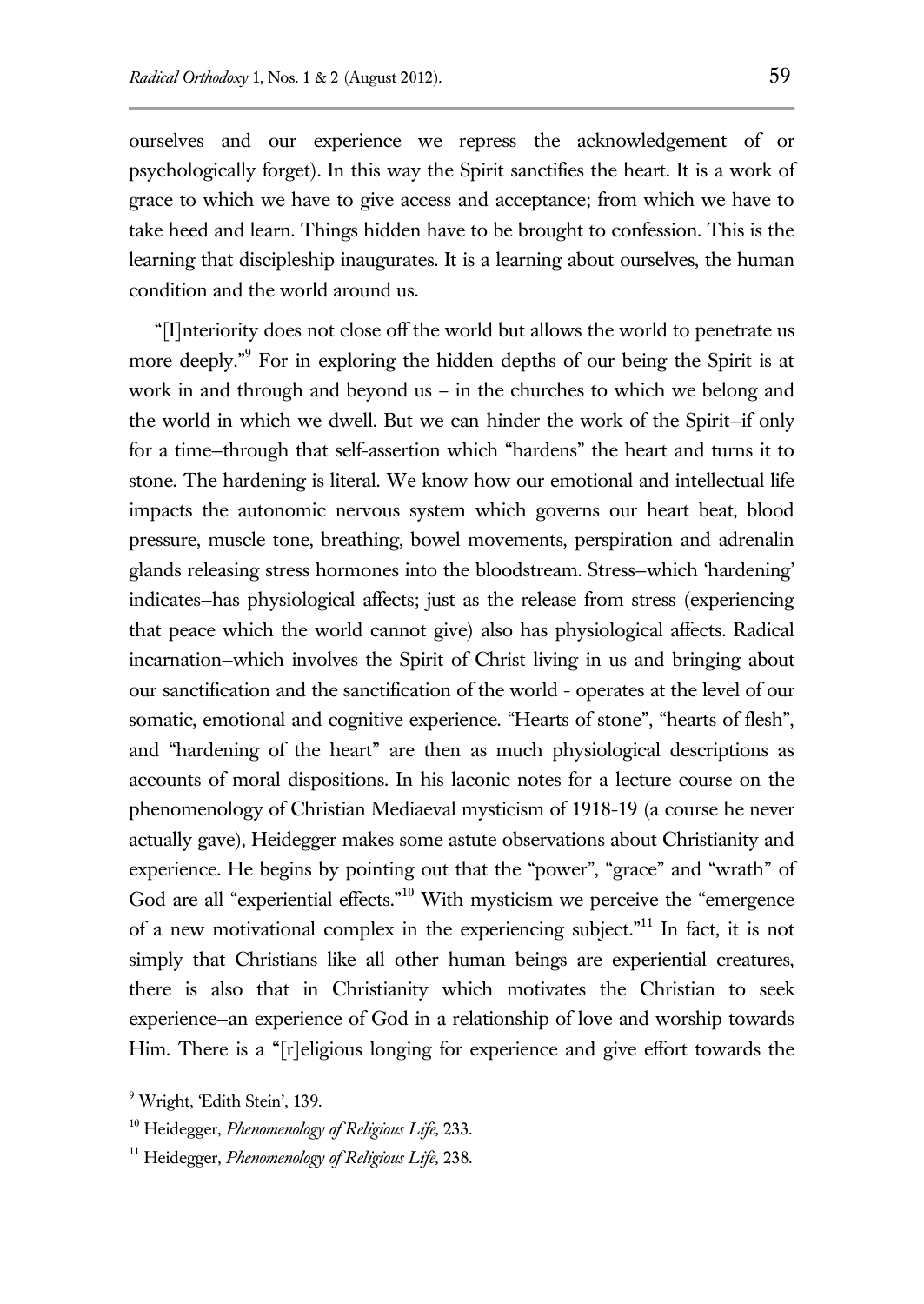ourselves and our experience we repress the acknowledgement of or psychologically forget). In this way the Spirit sanctifies the heart. It is a work of grace to which we have to give access and acceptance; from which we have to take heed and learn. Things hidden have to be brought to confession. This is the learning that discipleship inaugurates. It is a learning about ourselves, the human condition and the world around us.

"[I]nteriority does not close off the world but allows the world to penetrate us more deeply."[9] For in exploring the hidden depths of our being the Spirit is at work in and through and beyond us – in the churches to which we belong and the world in which we dwell. But we can hinder the work of the Spirit–if only for a time–through that self-assertion which "hardens" the heart and turns it to stone. The hardening is literal. We know how our emotional and intellectual life impacts the autonomic nervous system which governs our heart beat, blood pressure, muscle tone, breathing, bowel movements, perspiration and adrenalin glands releasing stress hormones into the bloodstream. Stress–which 'hardening' indicates–has physiological affects; just as the release from stress (experiencing that peace which the world cannot give) also has physiological affects. Radical incarnation–which involves the Spirit of Christ living in us and bringing about our sanctification and the sanctification of the world - operates at the level of our somatic, emotional and cognitive experience. "Hearts of stone", "hearts of flesh", and "hardening of the heart" are then as much physiological descriptions as accounts of moral dispositions. In his laconic notes for a lecture course on the phenomenology of Christian Mediaeval mysticism of 1918-19 (a course he never actually gave), Heidegger makes some astute observations about Christianity and experience. He begins by pointing out that the "power", "grace" and "wrath" of God are all "experiential effects."[10] With mysticism we perceive the "emergence of a new motivational complex in the experiencing subject."[11] In fact, it is not simply that Christians like all other human beings are experiential creatures, there is also that in Christianity which motivates the Christian to seek experience–an experience of God in a relationship of love and worship towards Him. There is a "[r]eligious longing for experience and give effort towards the

---

[9] Wright, 'Edith Stein', 139.

[10] Heidegger, *Phenomenology of Religious Life,* 233.

[11] Heidegger, *Phenomenology of Religious Life,* 238.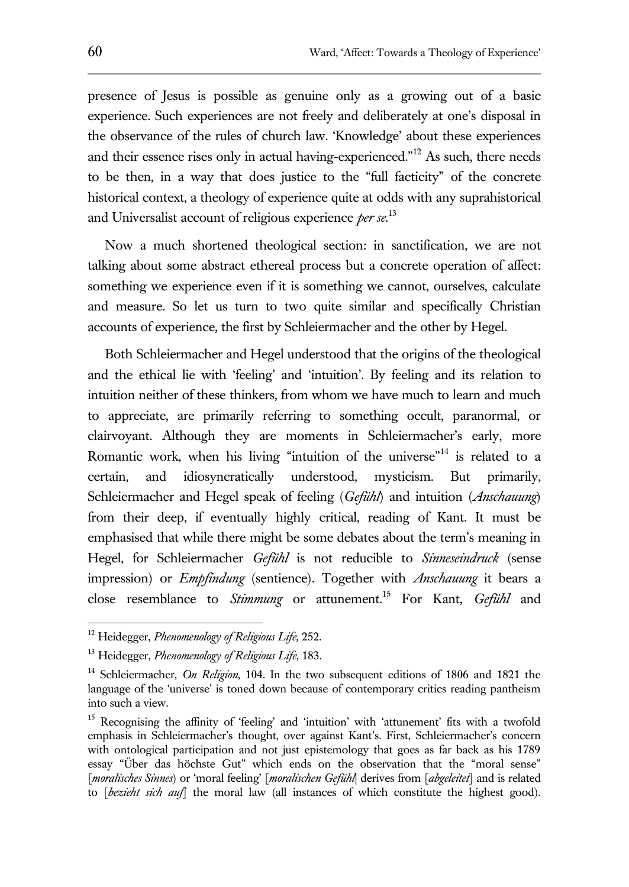presence of Jesus is possible as genuine only as a growing out of a basic experience. Such experiences are not freely and deliberately at one's disposal in the observance of the rules of church law. 'Knowledge' about these experiences and their essence rises only in actual having-experienced."[12] As such, there needs to be then, in a way that does justice to the "full facticity" of the concrete historical context, a theology of experience quite at odds with any suprahistorical and Universalist account of religious experience *per se*.[13]

Now a much shortened theological section: in sanctification, we are not talking about some abstract ethereal process but a concrete operation of affect: something we experience even if it is something we cannot, ourselves, calculate and measure. So let us turn to two quite similar and specifically Christian accounts of experience, the first by Schleiermacher and the other by Hegel.

Both Schleiermacher and Hegel understood that the origins of the theological and the ethical lie with 'feeling' and 'intuition'. By feeling and its relation to intuition neither of these thinkers, from whom we have much to learn and much to appreciate, are primarily referring to something occult, paranormal, or clairvoyant. Although they are moments in Schleiermacher's early, more Romantic work, when his living "intuition of the universe"[14] is related to a certain, and idiosyncratically understood, mysticism. But primarily, Schleiermacher and Hegel speak of feeling (*Gefühl*) and intuition (*Anschauung*) from their deep, if eventually highly critical, reading of Kant. It must be emphasised that while there might be some debates about the term's meaning in Hegel, for Schleiermacher *Gefühl* is not reducible to *Sinneseindruck* (sense impression) or *Empfindung* (sentience). Together with *Anschauung* it bears a close resemblance to *Stimmung* or attunement.[15] For Kant, *Gefühl* and

---

[12] Heidegger, *Phenomenology of Religious Life,* 252.

[13] Heidegger, *Phenomenology of Religious Life*, 183.

[14] Schleiermacher, *On Religion*, 104. In the two subsequent editions of 1806 and 1821 the language of the 'universe' is toned down because of contemporary critics reading pantheism into such a view.

[15] Recognising the affinity of 'feeling' and 'intuition' with 'attunement' fits with a twofold emphasis in Schleiermacher's thought, over against Kant's. First, Schleiermacher's concern with ontological participation and not just epistemology that goes as far back as his 1789 essay "Űber das höchste Gut" which ends on the observation that the "moral sense" [*moralisches Sinnes*) or 'moral feeling' [*moralischen Gefühl*] derives from [*abgeleitet*] and is related to [*bezieht sich auf*] the moral law (all instances of which constitute the highest good).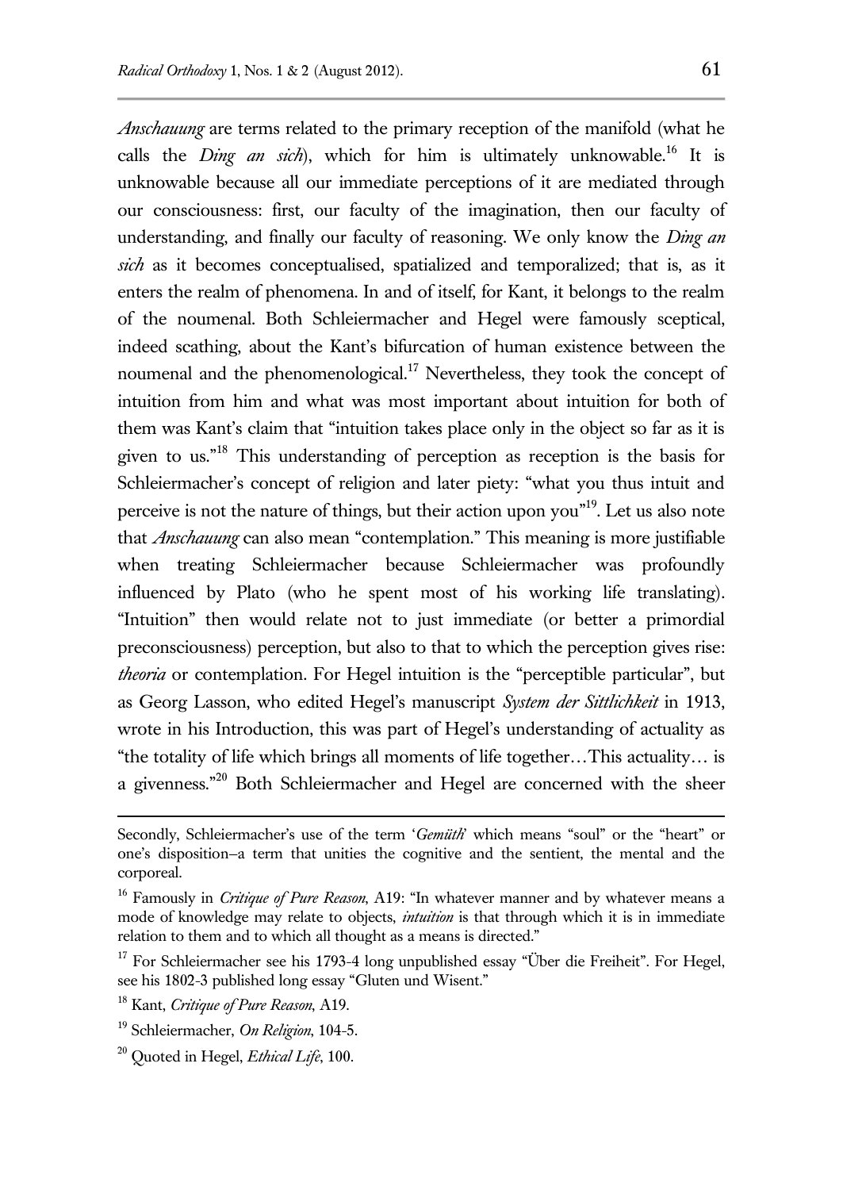*Anschauung* are terms related to the primary reception of the manifold (what he calls the *Ding an sich*), which for him is ultimately unknowable.[16] It is unknowable because all our immediate perceptions of it are mediated through our consciousness: first, our faculty of the imagination, then our faculty of understanding, and finally our faculty of reasoning. We only know the *Ding an sich* as it becomes conceptualised, spatialized and temporalized; that is, as it enters the realm of phenomena. In and of itself, for Kant, it belongs to the realm of the noumenal. Both Schleiermacher and Hegel were famously sceptical, indeed scathing, about the Kant's bifurcation of human existence between the noumenal and the phenomenological.[17] Nevertheless, they took the concept of intuition from him and what was most important about intuition for both of them was Kant's claim that "intuition takes place only in the object so far as it is given to us."[18] This understanding of perception as reception is the basis for Schleiermacher's concept of religion and later piety: "what you thus intuit and perceive is not the nature of things, but their action upon you"[19]. Let us also note that *Anschauung* can also mean "contemplation." This meaning is more justifiable when treating Schleiermacher because Schleiermacher was profoundly influenced by Plato (who he spent most of his working life translating). "Intuition" then would relate not to just immediate (or better a primordial preconsciousness) perception, but also to that to which the perception gives rise: *theoria* or contemplation. For Hegel intuition is the "perceptible particular", but as Georg Lasson, who edited Hegel's manuscript *System der Sittlichkeit* in 1913, wrote in his Introduction, this was part of Hegel's understanding of actuality as "the totality of life which brings all moments of life together…This actuality… is a givenness."[20] Both Schleiermacher and Hegel are concerned with the sheer

---

Secondly, Schleiermacher's use of the term '*Gemüth*' which means "soul" or the "heart" or one's disposition–a term that unities the cognitive and the sentient, the mental and the corporeal.

[16] Famously in *Critique of Pure Reason*, A19: "In whatever manner and by whatever means a mode of knowledge may relate to objects, *intuition* is that through which it is in immediate relation to them and to which all thought as a means is directed."

[17] For Schleiermacher see his 1793-4 long unpublished essay "Über die Freiheit". For Hegel, see his 1802-3 published long essay "Gluten und Wisent."

[18] Kant, *Critique of Pure Reason*, A19.

[19] Schleiermacher, *On Religion*, 104-5.

[20] Quoted in Hegel, *Ethical Life*, 100.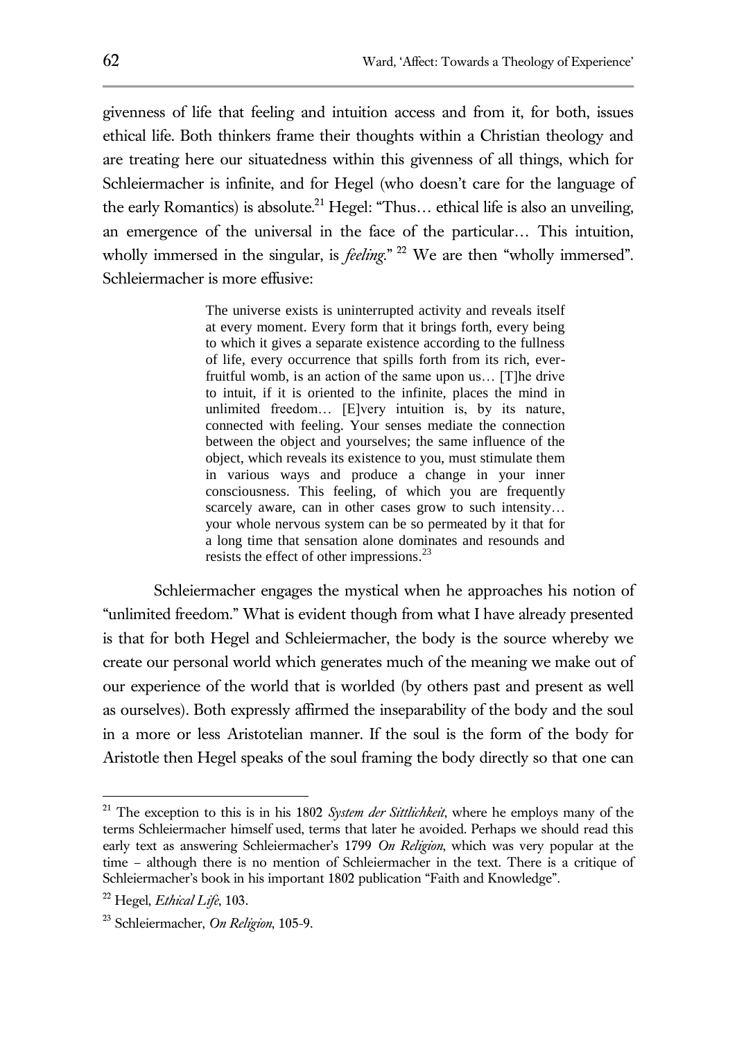givenness of life that feeling and intuition access and from it, for both, issues ethical life. Both thinkers frame their thoughts within a Christian theology and are treating here our situatedness within this givenness of all things, which for Schleiermacher is infinite, and for Hegel (who doesn't care for the language of the early Romantics) is absolute.[21] Hegel: "Thus… ethical life is also an unveiling, an emergence of the universal in the face of the particular… This intuition, wholly immersed in the singular, is *feeling*." [22] We are then "wholly immersed". Schleiermacher is more effusive:

> The universe exists is uninterrupted activity and reveals itself at every moment. Every form that it brings forth, every being to which it gives a separate existence according to the fullness of life, every occurrence that spills forth from its rich, ever-fruitful womb, is an action of the same upon us… [T]he drive to intuit, if it is oriented to the infinite, places the mind in unlimited freedom… [E]very intuition is, by its nature, connected with feeling. Your senses mediate the connection between the object and yourselves; the same influence of the object, which reveals its existence to you, must stimulate them in various ways and produce a change in your inner consciousness. This feeling, of which you are frequently scarcely aware, can in other cases grow to such intensity… your whole nervous system can be so permeated by it that for a long time that sensation alone dominates and resounds and resists the effect of other impressions.[23]

Schleiermacher engages the mystical when he approaches his notion of "unlimited freedom." What is evident though from what I have already presented is that for both Hegel and Schleiermacher, the body is the source whereby we create our personal world which generates much of the meaning we make out of our experience of the world that is worlded (by others past and present as well as ourselves). Both expressly affirmed the inseparability of the body and the soul in a more or less Aristotelian manner. If the soul is the form of the body for Aristotle then Hegel speaks of the soul framing the body directly so that one can

---

[21] The exception to this is in his 1802 *System der Sittlichkeit*, where he employs many of the terms Schleiermacher himself used, terms that later he avoided. Perhaps we should read this early text as answering Schleiermacher's 1799 *On Religion*, which was very popular at the time – although there is no mention of Schleiermacher in the text. There is a critique of Schleiermacher's book in his important 1802 publication "Faith and Knowledge".

[22] Hegel, *Ethical Life*, 103.

[23] Schleiermacher, *On Religion*, 105-9.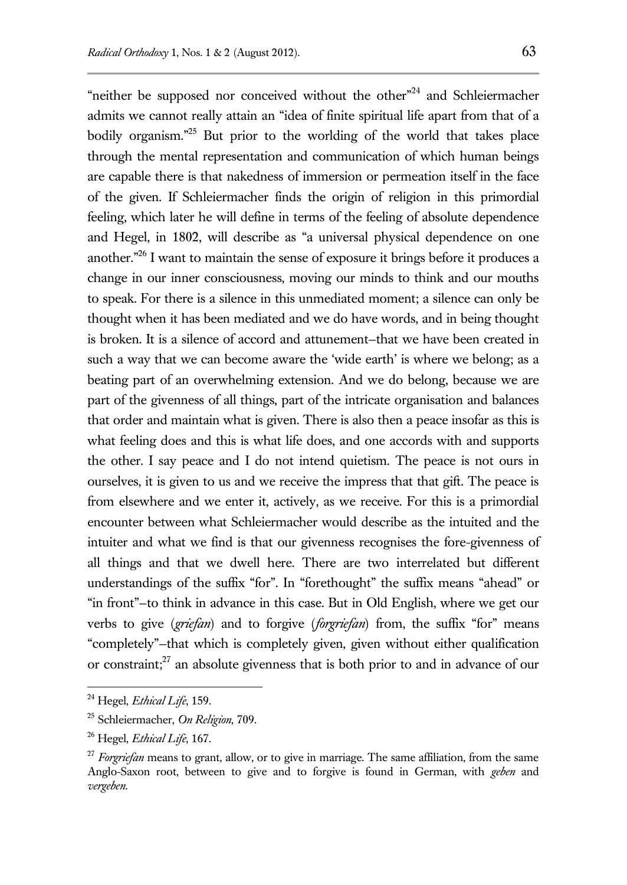"neither be supposed nor conceived without the other"[24] and Schleiermacher admits we cannot really attain an "idea of finite spiritual life apart from that of a bodily organism."[25] But prior to the worlding of the world that takes place through the mental representation and communication of which human beings are capable there is that nakedness of immersion or permeation itself in the face of the given. If Schleiermacher finds the origin of religion in this primordial feeling, which later he will define in terms of the feeling of absolute dependence and Hegel, in 1802, will describe as "a universal physical dependence on one another."[26] I want to maintain the sense of exposure it brings before it produces a change in our inner consciousness, moving our minds to think and our mouths to speak. For there is a silence in this unmediated moment; a silence can only be thought when it has been mediated and we do have words, and in being thought is broken. It is a silence of accord and attunement–that we have been created in such a way that we can become aware the 'wide earth' is where we belong; as a beating part of an overwhelming extension. And we do belong, because we are part of the givenness of all things, part of the intricate organisation and balances that order and maintain what is given. There is also then a peace insofar as this is what feeling does and this is what life does, and one accords with and supports the other. I say peace and I do not intend quietism. The peace is not ours in ourselves, it is given to us and we receive the impress that that gift. The peace is from elsewhere and we enter it, actively, as we receive. For this is a primordial encounter between what Schleiermacher would describe as the intuited and the intuiter and what we find is that our givenness recognises the fore-givenness of all things and that we dwell here. There are two interrelated but different understandings of the suffix "for". In "forethought" the suffix means "ahead" or "in front"–to think in advance in this case. But in Old English, where we get our verbs to give (*griefan*) and to forgive (*forgriefan*) from, the suffix "for" means "completely"–that which is completely given, given without either qualification or constraint;[27] an absolute givenness that is both prior to and in advance of our

---

[24] Hegel, *Ethical Life*, 159.

[25] Schleiermacher, *On Religion*, 709.

[26] Hegel, *Ethical Life*, 167.

[27] *Forgriefan* means to grant, allow, or to give in marriage. The same affiliation, from the same Anglo-Saxon root, between to give and to forgive is found in German, with *geben* and *vergeben*.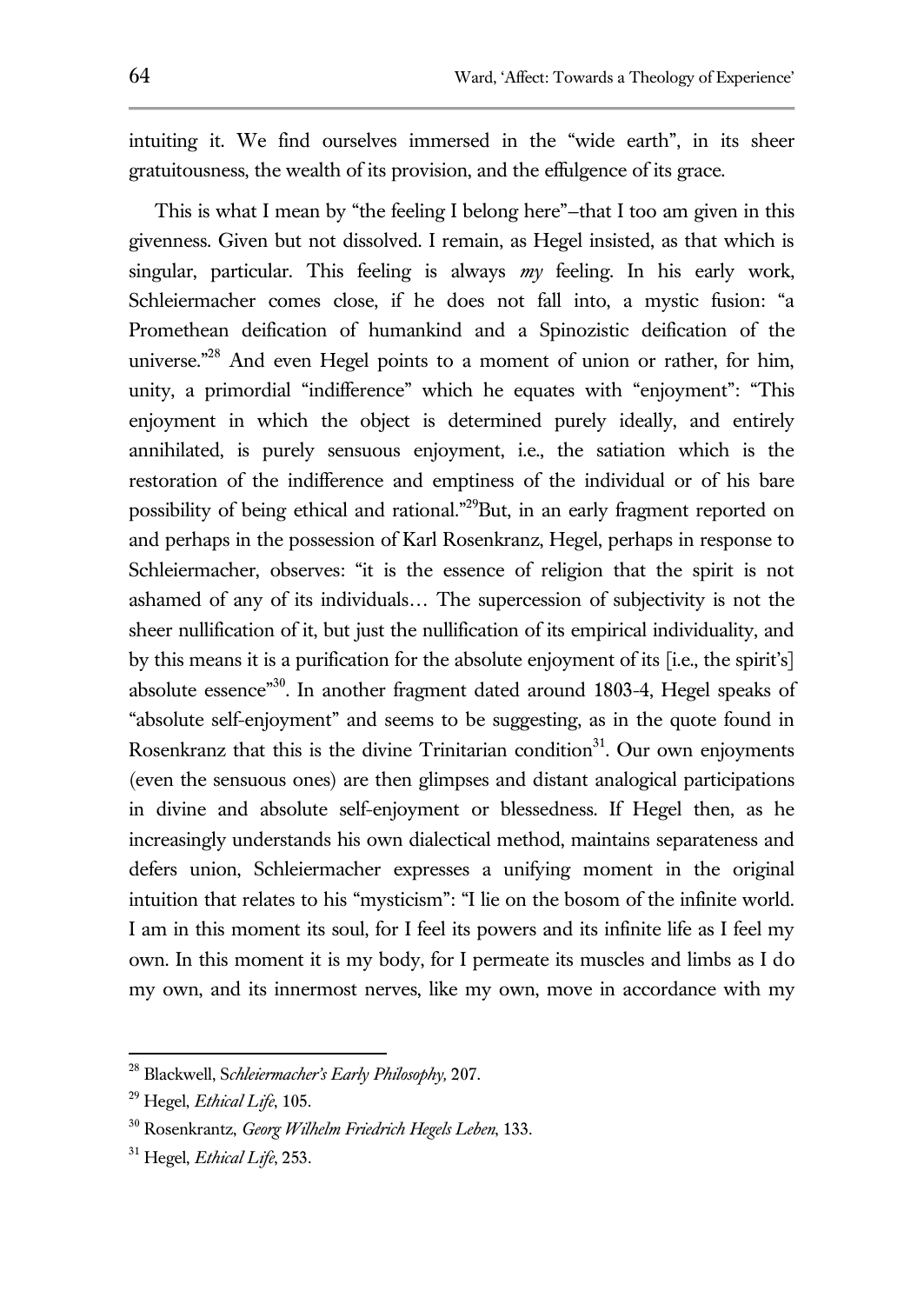intuiting it. We find ourselves immersed in the "wide earth", in its sheer gratuitousness, the wealth of its provision, and the effulgence of its grace.

This is what I mean by "the feeling I belong here"–that I too am given in this givenness. Given but not dissolved. I remain, as Hegel insisted, as that which is singular, particular. This feeling is always *my* feeling. In his early work, Schleiermacher comes close, if he does not fall into, a mystic fusion: "a Promethean deification of humankind and a Spinozistic deification of the universe."[28] And even Hegel points to a moment of union or rather, for him, unity, a primordial "indifference" which he equates with "enjoyment": "This enjoyment in which the object is determined purely ideally, and entirely annihilated, is purely sensuous enjoyment, i.e., the satiation which is the restoration of the indifference and emptiness of the individual or of his bare possibility of being ethical and rational."[29]But, in an early fragment reported on and perhaps in the possession of Karl Rosenkranz, Hegel, perhaps in response to Schleiermacher, observes: "it is the essence of religion that the spirit is not ashamed of any of its individuals… The supercession of subjectivity is not the sheer nullification of it, but just the nullification of its empirical individuality, and by this means it is a purification for the absolute enjoyment of its [i.e., the spirit's] absolute essence"[30]. In another fragment dated around 1803-4, Hegel speaks of "absolute self-enjoyment" and seems to be suggesting, as in the quote found in Rosenkranz that this is the divine Trinitarian condition[31]. Our own enjoyments (even the sensuous ones) are then glimpses and distant analogical participations in divine and absolute self-enjoyment or blessedness. If Hegel then, as he increasingly understands his own dialectical method, maintains separateness and defers union, Schleiermacher expresses a unifying moment in the original intuition that relates to his "mysticism": "I lie on the bosom of the infinite world. I am in this moment its soul, for I feel its powers and its infinite life as I feel my own. In this moment it is my body, for I permeate its muscles and limbs as I do my own, and its innermost nerves, like my own, move in accordance with my

[28] Blackwell, S*chleiermacher's Early Philosophy,* 207.

[29] Hegel, *Ethical Life*, 105.

[30] Rosenkrantz, *Georg Wilhelm Friedrich Hegels Leben*, 133.

[31] Hegel, *Ethical Life*, 253.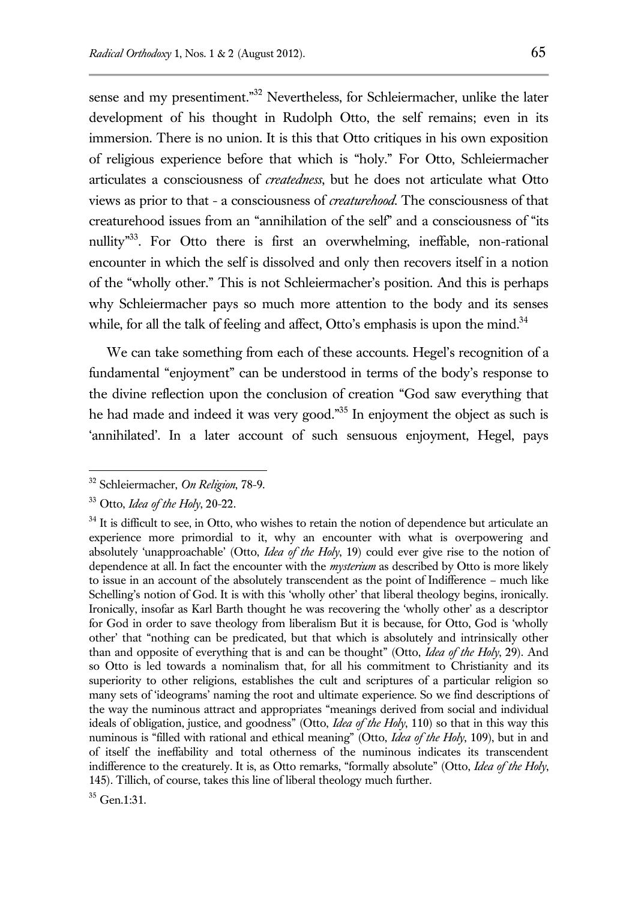sense and my presentiment."[32] Nevertheless, for Schleiermacher, unlike the later development of his thought in Rudolph Otto, the self remains; even in its immersion. There is no union. It is this that Otto critiques in his own exposition of religious experience before that which is "holy." For Otto, Schleiermacher articulates a consciousness of *createdness*, but he does not articulate what Otto views as prior to that - a consciousness of *creaturehood*. The consciousness of that creaturehood issues from an "annihilation of the self" and a consciousness of "its nullity"[33]. For Otto there is first an overwhelming, ineffable, non-rational encounter in which the self is dissolved and only then recovers itself in a notion of the "wholly other." This is not Schleiermacher's position. And this is perhaps why Schleiermacher pays so much more attention to the body and its senses while, for all the talk of feeling and affect, Otto's emphasis is upon the mind.[34]

We can take something from each of these accounts. Hegel's recognition of a fundamental "enjoyment" can be understood in terms of the body's response to the divine reflection upon the conclusion of creation "God saw everything that he had made and indeed it was very good."[35] In enjoyment the object as such is 'annihilated'. In a later account of such sensuous enjoyment, Hegel, pays

---

[32] Schleiermacher, *On Religion*, 78-9.

[33] Otto, *Idea of the Holy*, 20-22.

[34] It is difficult to see, in Otto, who wishes to retain the notion of dependence but articulate an experience more primordial to it, why an encounter with what is overpowering and absolutely 'unapproachable' (Otto, *Idea of the Holy*, 19) could ever give rise to the notion of dependence at all. In fact the encounter with the *mysterium* as described by Otto is more likely to issue in an account of the absolutely transcendent as the point of Indifference – much like Schelling's notion of God. It is with this 'wholly other' that liberal theology begins, ironically. Ironically, insofar as Karl Barth thought he was recovering the 'wholly other' as a descriptor for God in order to save theology from liberalism But it is because, for Otto, God is 'wholly other' that "nothing can be predicated, but that which is absolutely and intrinsically other than and opposite of everything that is and can be thought" (Otto, *Idea of the Holy*, 29). And so Otto is led towards a nominalism that, for all his commitment to Christianity and its superiority to other religions, establishes the cult and scriptures of a particular religion so many sets of 'ideograms' naming the root and ultimate experience. So we find descriptions of the way the numinous attract and appropriates "meanings derived from social and individual ideals of obligation, justice, and goodness" (Otto, *Idea of the Holy*, 110) so that in this way this numinous is "filled with rational and ethical meaning" (Otto, *Idea of the Holy*, 109), but in and of itself the ineffability and total otherness of the numinous indicates its transcendent indifference to the creaturely. It is, as Otto remarks, "formally absolute" (Otto, *Idea of the Holy*, 145). Tillich, of course, takes this line of liberal theology much further.

[35] Gen.1:31.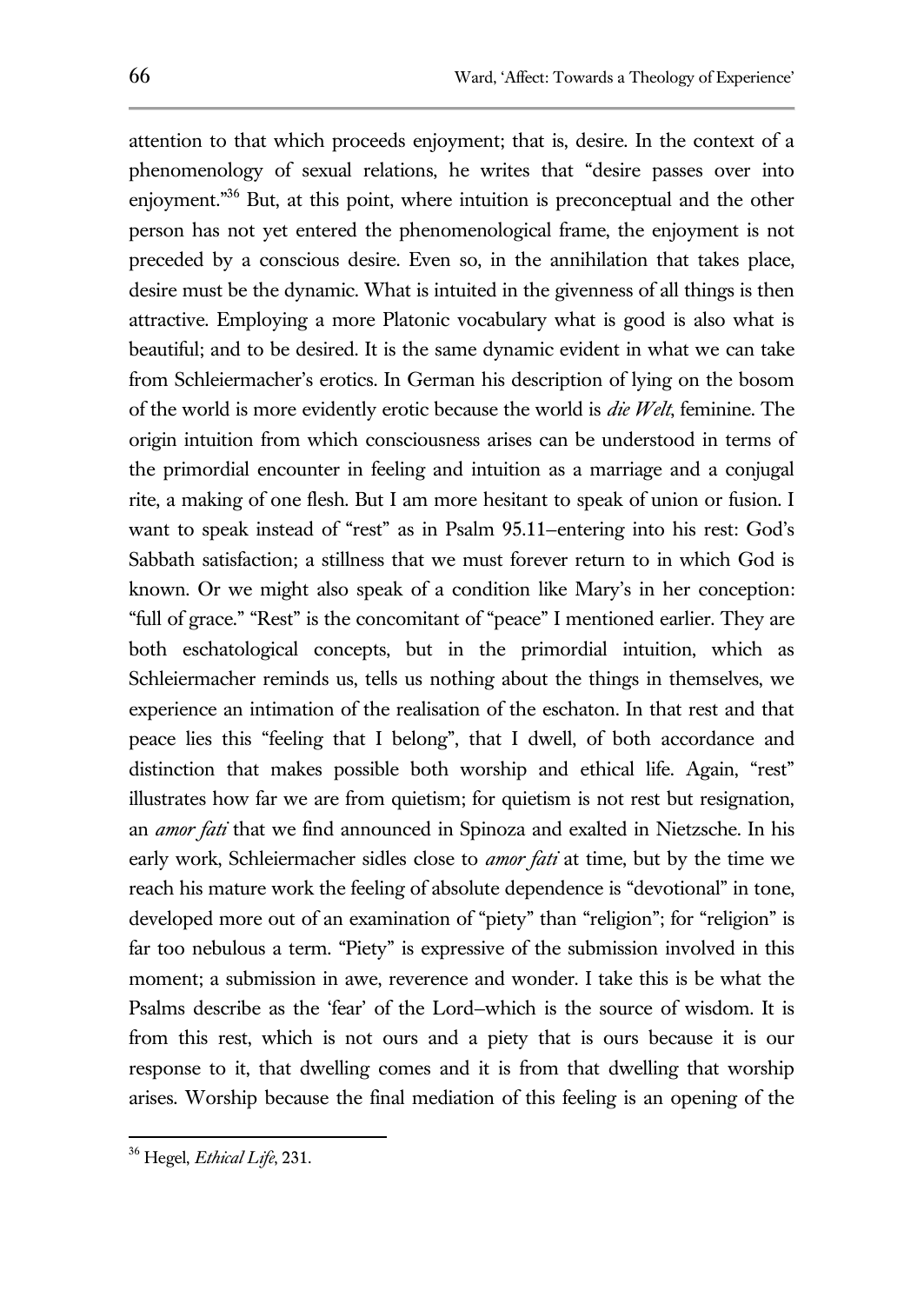attention to that which proceeds enjoyment; that is, desire. In the context of a phenomenology of sexual relations, he writes that "desire passes over into enjoyment."[36] But, at this point, where intuition is preconceptual and the other person has not yet entered the phenomenological frame, the enjoyment is not preceded by a conscious desire. Even so, in the annihilation that takes place, desire must be the dynamic. What is intuited in the givenness of all things is then attractive. Employing a more Platonic vocabulary what is good is also what is beautiful; and to be desired. It is the same dynamic evident in what we can take from Schleiermacher's erotics. In German his description of lying on the bosom of the world is more evidently erotic because the world is *die Welt*, feminine. The origin intuition from which consciousness arises can be understood in terms of the primordial encounter in feeling and intuition as a marriage and a conjugal rite, a making of one flesh. But I am more hesitant to speak of union or fusion. I want to speak instead of "rest" as in Psalm 95.11–entering into his rest: God's Sabbath satisfaction; a stillness that we must forever return to in which God is known. Or we might also speak of a condition like Mary's in her conception: "full of grace." "Rest" is the concomitant of "peace" I mentioned earlier. They are both eschatological concepts, but in the primordial intuition, which as Schleiermacher reminds us, tells us nothing about the things in themselves, we experience an intimation of the realisation of the eschaton. In that rest and that peace lies this "feeling that I belong", that I dwell, of both accordance and distinction that makes possible both worship and ethical life. Again, "rest" illustrates how far we are from quietism; for quietism is not rest but resignation, an *amor fati* that we find announced in Spinoza and exalted in Nietzsche. In his early work, Schleiermacher sidles close to *amor fati* at time, but by the time we reach his mature work the feeling of absolute dependence is "devotional" in tone, developed more out of an examination of "piety" than "religion"; for "religion" is far too nebulous a term. "Piety" is expressive of the submission involved in this moment; a submission in awe, reverence and wonder. I take this is be what the Psalms describe as the 'fear' of the Lord–which is the source of wisdom. It is from this rest, which is not ours and a piety that is ours because it is our response to it, that dwelling comes and it is from that dwelling that worship arises. Worship because the final mediation of this feeling is an opening of the

---

[36] Hegel, *Ethical Life*, 231.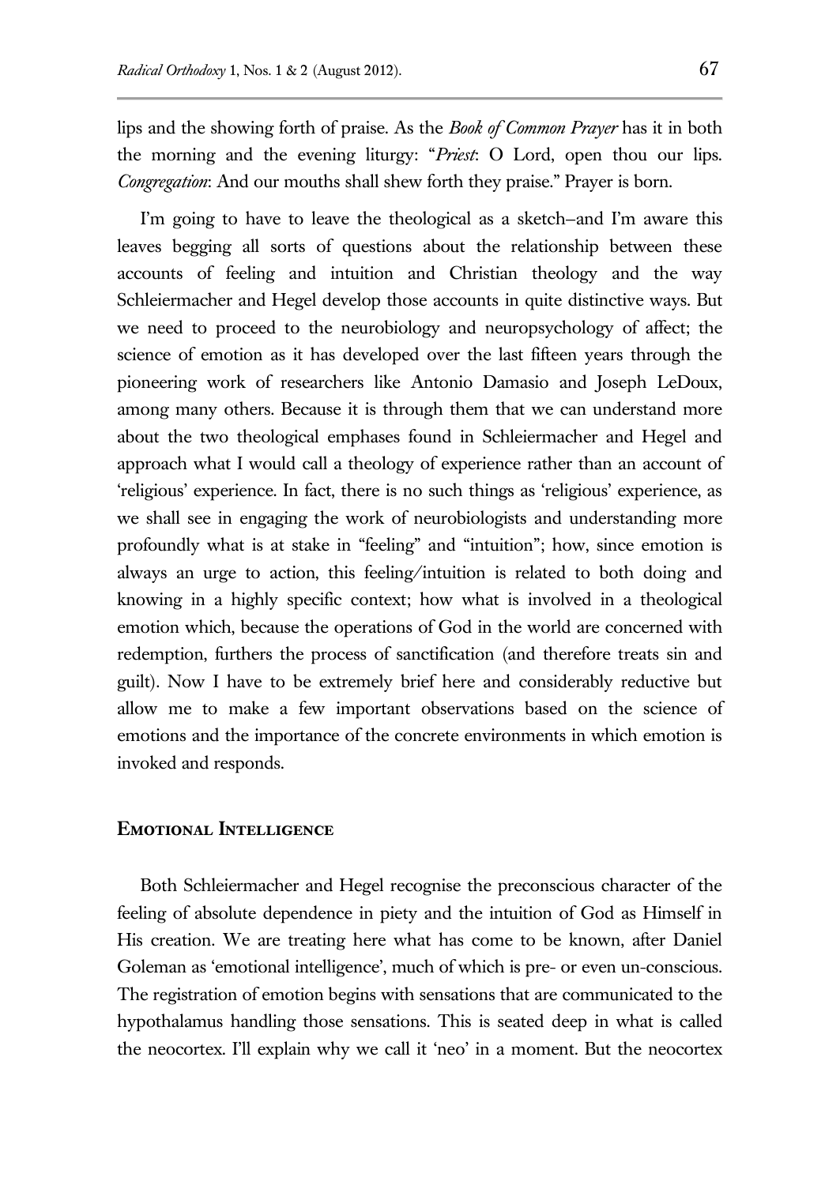lips and the showing forth of praise. As the *Book of Common Prayer* has it in both the morning and the evening liturgy: "*Priest*: O Lord, open thou our lips. *Congregation*: And our mouths shall shew forth they praise." Prayer is born.

I'm going to have to leave the theological as a sketch–and I'm aware this leaves begging all sorts of questions about the relationship between these accounts of feeling and intuition and Christian theology and the way Schleiermacher and Hegel develop those accounts in quite distinctive ways. But we need to proceed to the neurobiology and neuropsychology of affect; the science of emotion as it has developed over the last fifteen years through the pioneering work of researchers like Antonio Damasio and Joseph LeDoux, among many others. Because it is through them that we can understand more about the two theological emphases found in Schleiermacher and Hegel and approach what I would call a theology of experience rather than an account of 'religious' experience. In fact, there is no such things as 'religious' experience, as we shall see in engaging the work of neurobiologists and understanding more profoundly what is at stake in "feeling" and "intuition"; how, since emotion is always an urge to action, this feeling/intuition is related to both doing and knowing in a highly specific context; how what is involved in a theological emotion which, because the operations of God in the world are concerned with redemption, furthers the process of sanctification (and therefore treats sin and guilt). Now I have to be extremely brief here and considerably reductive but allow me to make a few important observations based on the science of emotions and the importance of the concrete environments in which emotion is invoked and responds.

## Emotional Intelligence

Both Schleiermacher and Hegel recognise the preconscious character of the feeling of absolute dependence in piety and the intuition of God as Himself in His creation. We are treating here what has come to be known, after Daniel Goleman as 'emotional intelligence', much of which is pre- or even un-conscious. The registration of emotion begins with sensations that are communicated to the hypothalamus handling those sensations. This is seated deep in what is called the neocortex. I'll explain why we call it 'neo' in a moment. But the neocortex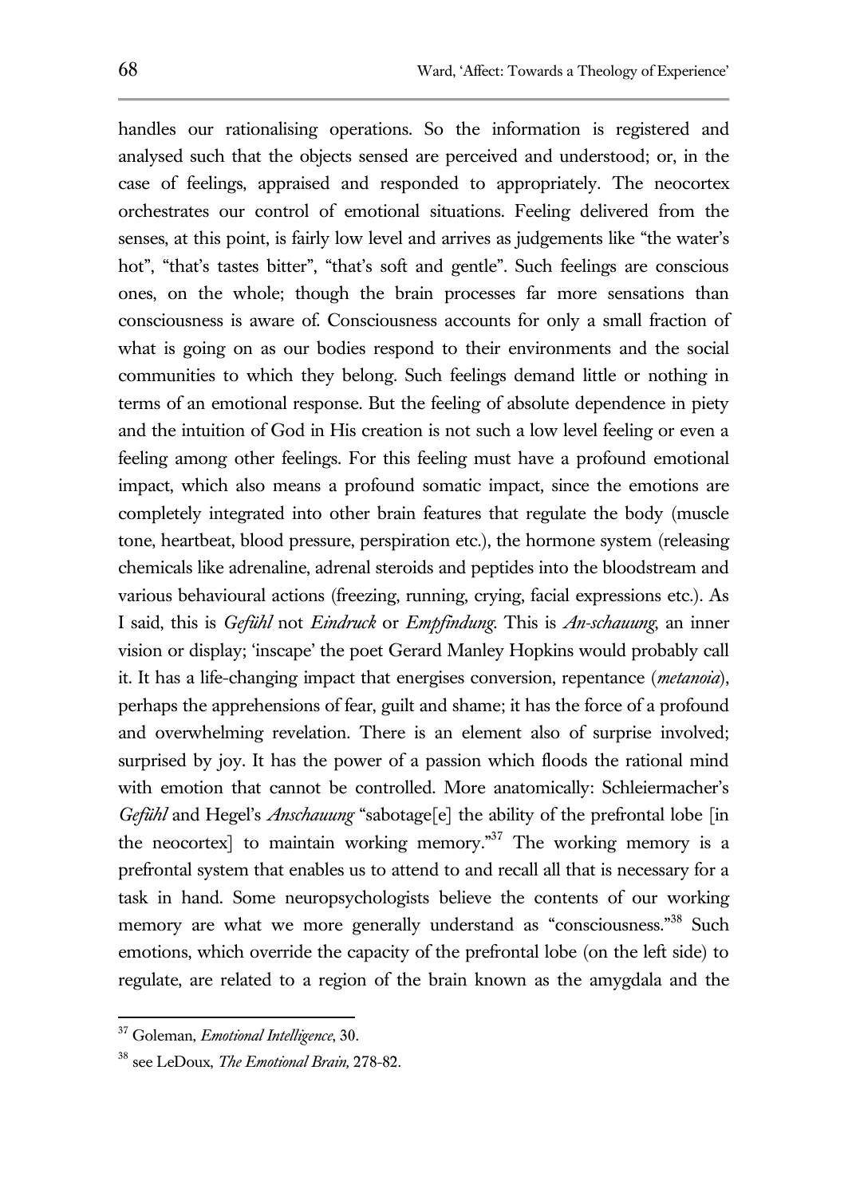handles our rationalising operations. So the information is registered and analysed such that the objects sensed are perceived and understood; or, in the case of feelings, appraised and responded to appropriately. The neocortex orchestrates our control of emotional situations. Feeling delivered from the senses, at this point, is fairly low level and arrives as judgements like "the water's hot", "that's tastes bitter", "that's soft and gentle". Such feelings are conscious ones, on the whole; though the brain processes far more sensations than consciousness is aware of. Consciousness accounts for only a small fraction of what is going on as our bodies respond to their environments and the social communities to which they belong. Such feelings demand little or nothing in terms of an emotional response. But the feeling of absolute dependence in piety and the intuition of God in His creation is not such a low level feeling or even a feeling among other feelings. For this feeling must have a profound emotional impact, which also means a profound somatic impact, since the emotions are completely integrated into other brain features that regulate the body (muscle tone, heartbeat, blood pressure, perspiration etc.), the hormone system (releasing chemicals like adrenaline, adrenal steroids and peptides into the bloodstream and various behavioural actions (freezing, running, crying, facial expressions etc.). As I said, this is *Gefühl* not *Eindruck* or *Empfindung*. This is *An-schauung*, an inner vision or display; 'inscape' the poet Gerard Manley Hopkins would probably call it. It has a life-changing impact that energises conversion, repentance (*metanoia*), perhaps the apprehensions of fear, guilt and shame; it has the force of a profound and overwhelming revelation. There is an element also of surprise involved; surprised by joy. It has the power of a passion which floods the rational mind with emotion that cannot be controlled. More anatomically: Schleiermacher's *Gefühl* and Hegel's *Anschauung* "sabotage[e] the ability of the prefrontal lobe [in the neocortex] to maintain working memory."[37] The working memory is a prefrontal system that enables us to attend to and recall all that is necessary for a task in hand. Some neuropsychologists believe the contents of our working memory are what we more generally understand as "consciousness."[38] Such emotions, which override the capacity of the prefrontal lobe (on the left side) to regulate, are related to a region of the brain known as the amygdala and the

---

[37] Goleman, *Emotional Intelligence*, 30.

[38] see LeDoux, *The Emotional Brain,* 278-82.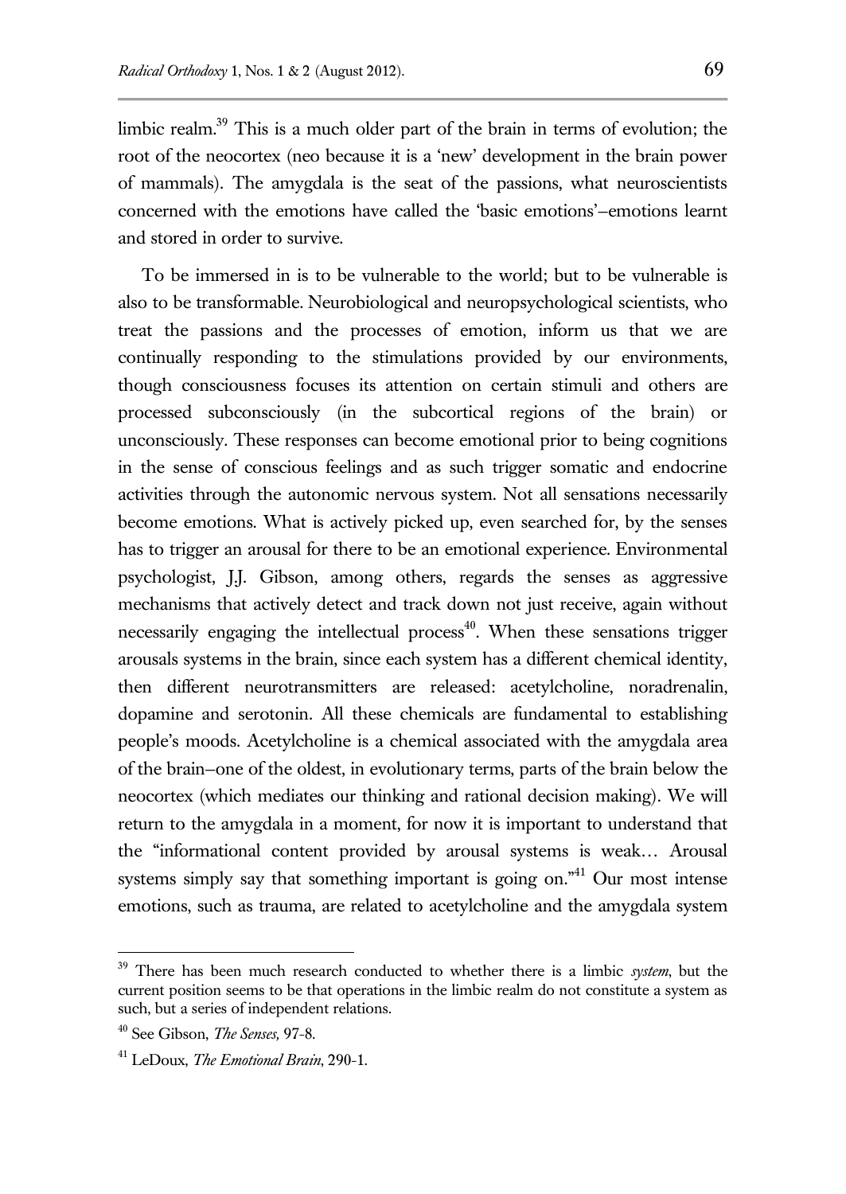limbic realm.[39] This is a much older part of the brain in terms of evolution; the root of the neocortex (neo because it is a 'new' development in the brain power of mammals). The amygdala is the seat of the passions, what neuroscientists concerned with the emotions have called the 'basic emotions'–emotions learnt and stored in order to survive.

To be immersed in is to be vulnerable to the world; but to be vulnerable is also to be transformable. Neurobiological and neuropsychological scientists, who treat the passions and the processes of emotion, inform us that we are continually responding to the stimulations provided by our environments, though consciousness focuses its attention on certain stimuli and others are processed subconsciously (in the subcortical regions of the brain) or unconsciously. These responses can become emotional prior to being cognitions in the sense of conscious feelings and as such trigger somatic and endocrine activities through the autonomic nervous system. Not all sensations necessarily become emotions. What is actively picked up, even searched for, by the senses has to trigger an arousal for there to be an emotional experience. Environmental psychologist, J.J. Gibson, among others, regards the senses as aggressive mechanisms that actively detect and track down not just receive, again without necessarily engaging the intellectual process[40]. When these sensations trigger arousals systems in the brain, since each system has a different chemical identity, then different neurotransmitters are released: acetylcholine, noradrenalin, dopamine and serotonin. All these chemicals are fundamental to establishing people's moods. Acetylcholine is a chemical associated with the amygdala area of the brain–one of the oldest, in evolutionary terms, parts of the brain below the neocortex (which mediates our thinking and rational decision making). We will return to the amygdala in a moment, for now it is important to understand that the "informational content provided by arousal systems is weak… Arousal systems simply say that something important is going on."[41] Our most intense emotions, such as trauma, are related to acetylcholine and the amygdala system

---

[39] There has been much research conducted to whether there is a limbic *system*, but the current position seems to be that operations in the limbic realm do not constitute a system as such, but a series of independent relations.

[40] See Gibson, *The Senses,* 97-8.

[41] LeDoux, *The Emotional Brain*, 290-1.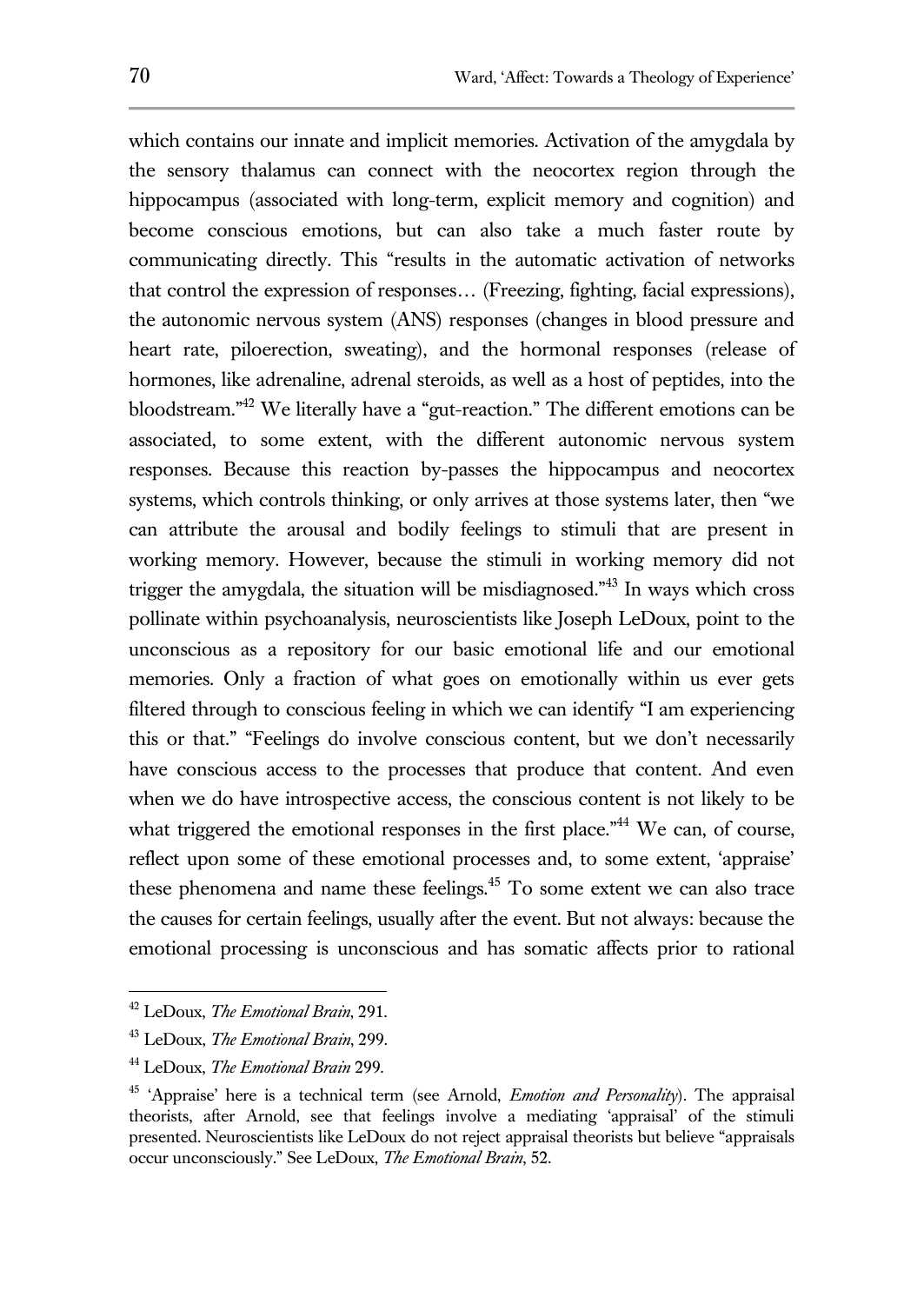which contains our innate and implicit memories. Activation of the amygdala by the sensory thalamus can connect with the neocortex region through the hippocampus (associated with long-term, explicit memory and cognition) and become conscious emotions, but can also take a much faster route by communicating directly. This "results in the automatic activation of networks that control the expression of responses… (Freezing, fighting, facial expressions), the autonomic nervous system (ANS) responses (changes in blood pressure and heart rate, piloerection, sweating), and the hormonal responses (release of hormones, like adrenaline, adrenal steroids, as well as a host of peptides, into the bloodstream."[42] We literally have a "gut-reaction." The different emotions can be associated, to some extent, with the different autonomic nervous system responses. Because this reaction by-passes the hippocampus and neocortex systems, which controls thinking, or only arrives at those systems later, then "we can attribute the arousal and bodily feelings to stimuli that are present in working memory. However, because the stimuli in working memory did not trigger the amygdala, the situation will be misdiagnosed."[43] In ways which cross pollinate within psychoanalysis, neuroscientists like Joseph LeDoux, point to the unconscious as a repository for our basic emotional life and our emotional memories. Only a fraction of what goes on emotionally within us ever gets filtered through to conscious feeling in which we can identify "I am experiencing this or that." "Feelings do involve conscious content, but we don't necessarily have conscious access to the processes that produce that content. And even when we do have introspective access, the conscious content is not likely to be what triggered the emotional responses in the first place."[44] We can, of course, reflect upon some of these emotional processes and, to some extent, 'appraise' these phenomena and name these feelings.[45] To some extent we can also trace the causes for certain feelings, usually after the event. But not always: because the emotional processing is unconscious and has somatic affects prior to rational

---

[42] LeDoux, *The Emotional Brain*, 291.

[43] LeDoux, *The Emotional Brain*, 299.

[44] LeDoux, *The Emotional Brain* 299.

[45] 'Appraise' here is a technical term (see Arnold, *Emotion and Personality*). The appraisal theorists, after Arnold, see that feelings involve a mediating 'appraisal' of the stimuli presented. Neuroscientists like LeDoux do not reject appraisal theorists but believe "appraisals occur unconsciously." See LeDoux, *The Emotional Brain*, 52.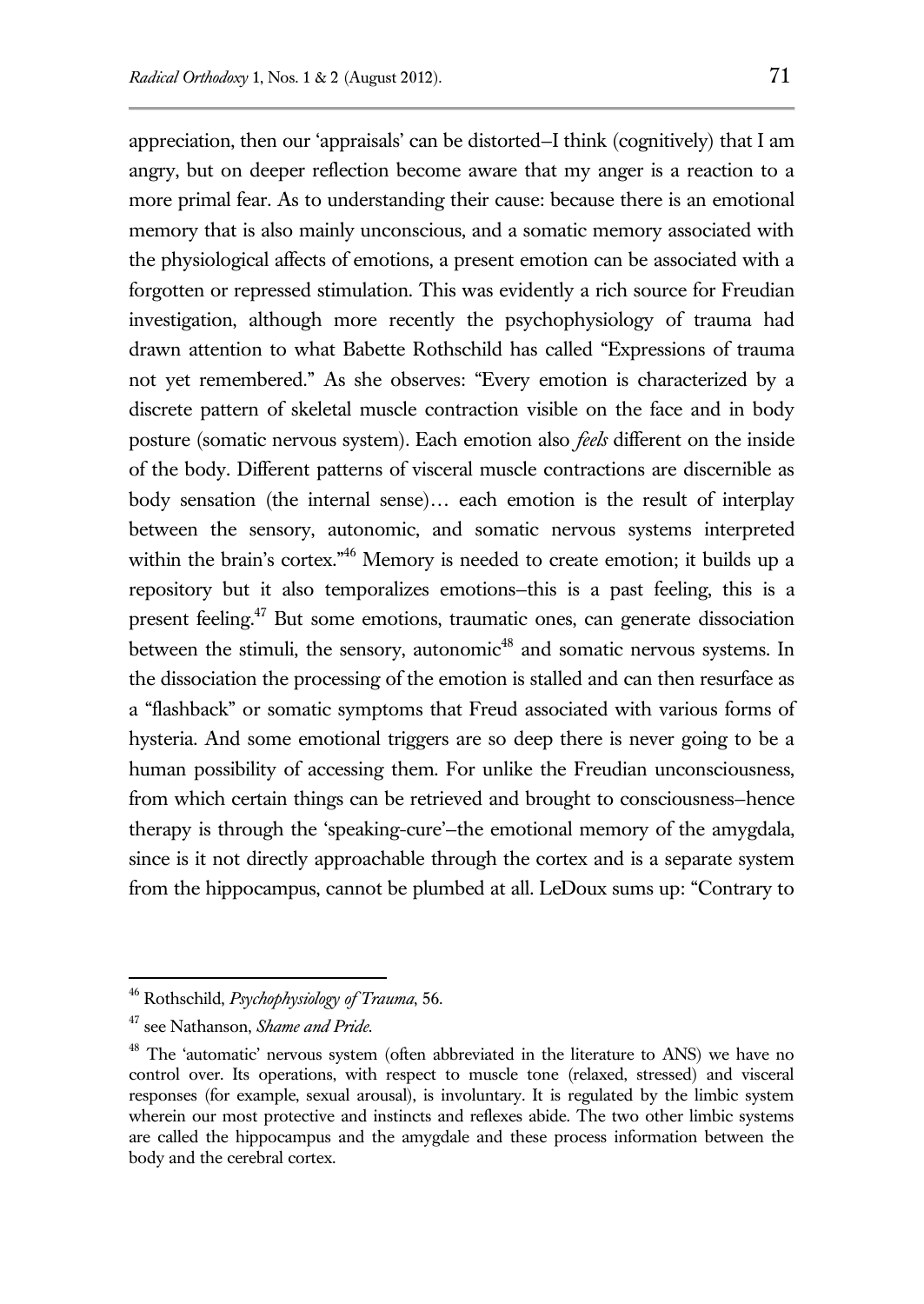appreciation, then our 'appraisals' can be distorted–I think (cognitively) that I am angry, but on deeper reflection become aware that my anger is a reaction to a more primal fear. As to understanding their cause: because there is an emotional memory that is also mainly unconscious, and a somatic memory associated with the physiological affects of emotions, a present emotion can be associated with a forgotten or repressed stimulation. This was evidently a rich source for Freudian investigation, although more recently the psychophysiology of trauma had drawn attention to what Babette Rothschild has called "Expressions of trauma not yet remembered." As she observes: "Every emotion is characterized by a discrete pattern of skeletal muscle contraction visible on the face and in body posture (somatic nervous system). Each emotion also *feels* different on the inside of the body. Different patterns of visceral muscle contractions are discernible as body sensation (the internal sense)… each emotion is the result of interplay between the sensory, autonomic, and somatic nervous systems interpreted within the brain's cortex."[46] Memory is needed to create emotion; it builds up a repository but it also temporalizes emotions–this is a past feeling, this is a present feeling.[47] But some emotions, traumatic ones, can generate dissociation between the stimuli, the sensory, autonomic[48] and somatic nervous systems. In the dissociation the processing of the emotion is stalled and can then resurface as a "flashback" or somatic symptoms that Freud associated with various forms of hysteria. And some emotional triggers are so deep there is never going to be a human possibility of accessing them. For unlike the Freudian unconsciousness, from which certain things can be retrieved and brought to consciousness–hence therapy is through the 'speaking-cure'–the emotional memory of the amygdala, since is it not directly approachable through the cortex and is a separate system from the hippocampus, cannot be plumbed at all. LeDoux sums up: "Contrary to

---

[46] Rothschild, *Psychophysiology of Trauma*, 56.

[47] see Nathanson, *Shame and Pride*.

[48] The 'automatic' nervous system (often abbreviated in the literature to ANS) we have no control over. Its operations, with respect to muscle tone (relaxed, stressed) and visceral responses (for example, sexual arousal), is involuntary. It is regulated by the limbic system wherein our most protective and instincts and reflexes abide. The two other limbic systems are called the hippocampus and the amygdale and these process information between the body and the cerebral cortex.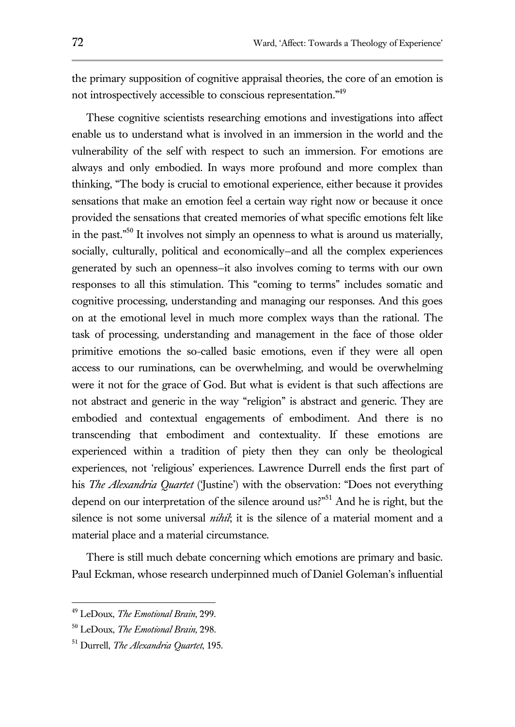the primary supposition of cognitive appraisal theories, the core of an emotion is not introspectively accessible to conscious representation."[49]

These cognitive scientists researching emotions and investigations into affect enable us to understand what is involved in an immersion in the world and the vulnerability of the self with respect to such an immersion. For emotions are always and only embodied. In ways more profound and more complex than thinking, "The body is crucial to emotional experience, either because it provides sensations that make an emotion feel a certain way right now or because it once provided the sensations that created memories of what specific emotions felt like in the past."[50] It involves not simply an openness to what is around us materially, socially, culturally, political and economically–and all the complex experiences generated by such an openness–it also involves coming to terms with our own responses to all this stimulation. This "coming to terms" includes somatic and cognitive processing, understanding and managing our responses. And this goes on at the emotional level in much more complex ways than the rational. The task of processing, understanding and management in the face of those older primitive emotions the so-called basic emotions, even if they were all open access to our ruminations, can be overwhelming, and would be overwhelming were it not for the grace of God. But what is evident is that such affections are not abstract and generic in the way "religion" is abstract and generic. They are embodied and contextual engagements of embodiment. And there is no transcending that embodiment and contextuality. If these emotions are experienced within a tradition of piety then they can only be theological experiences, not 'religious' experiences. Lawrence Durrell ends the first part of his *The Alexandria Quartet* ('Justine') with the observation: "Does not everything depend on our interpretation of the silence around us?"[51] And he is right, but the silence is not some universal *nihil*; it is the silence of a material moment and a material place and a material circumstance.

There is still much debate concerning which emotions are primary and basic. Paul Eckman, whose research underpinned much of Daniel Goleman's influential

---

[49] LeDoux, *The Emotional Brain*, 299.

[50] LeDoux, *The Emotional Brain,* 298.

[51] Durrell, *The Alexandria Quartet*, 195.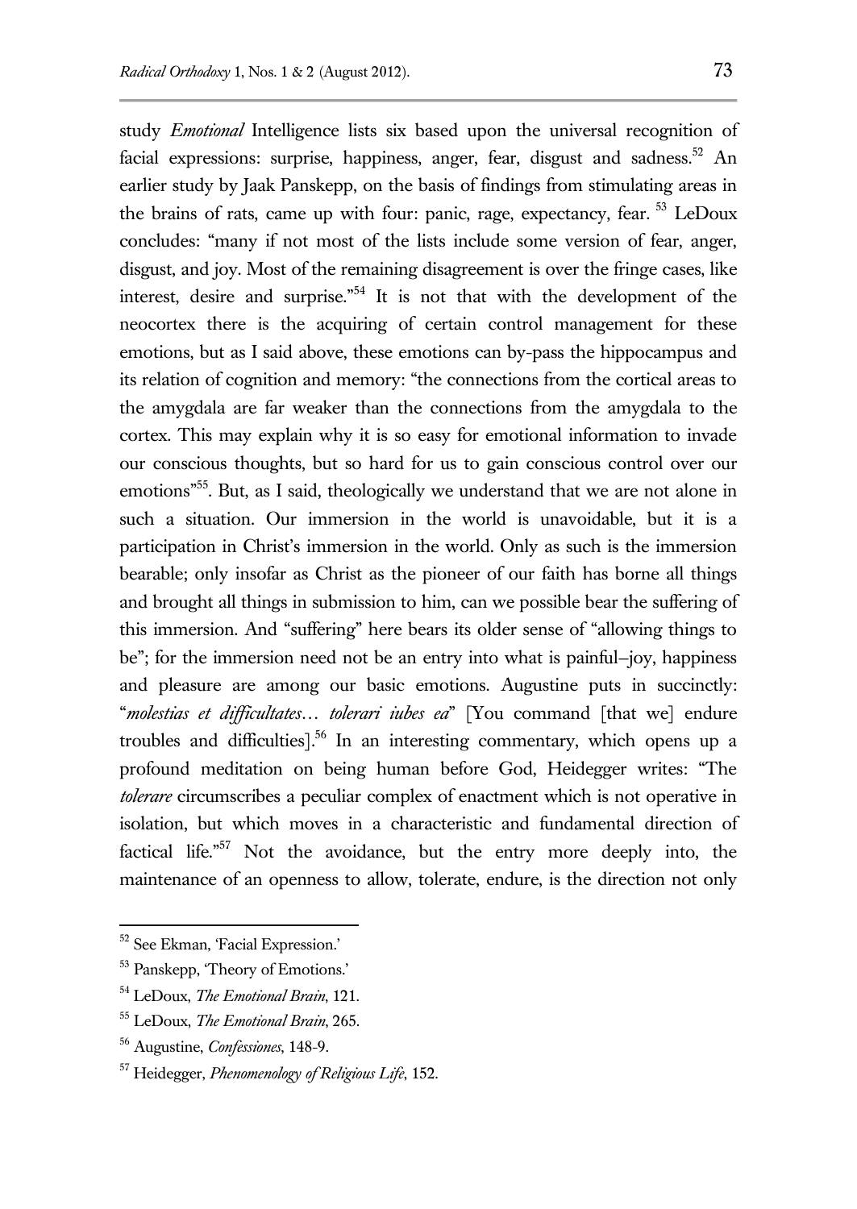study *Emotional* Intelligence lists six based upon the universal recognition of facial expressions: surprise, happiness, anger, fear, disgust and sadness.[52] An earlier study by Jaak Panskepp, on the basis of findings from stimulating areas in the brains of rats, came up with four: panic, rage, expectancy, fear. [53] LeDoux concludes: "many if not most of the lists include some version of fear, anger, disgust, and joy. Most of the remaining disagreement is over the fringe cases, like interest, desire and surprise."[54] It is not that with the development of the neocortex there is the acquiring of certain control management for these emotions, but as I said above, these emotions can by-pass the hippocampus and its relation of cognition and memory: "the connections from the cortical areas to the amygdala are far weaker than the connections from the amygdala to the cortex. This may explain why it is so easy for emotional information to invade our conscious thoughts, but so hard for us to gain conscious control over our emotions"[55]. But, as I said, theologically we understand that we are not alone in such a situation. Our immersion in the world is unavoidable, but it is a participation in Christ's immersion in the world. Only as such is the immersion bearable; only insofar as Christ as the pioneer of our faith has borne all things and brought all things in submission to him, can we possible bear the suffering of this immersion. And "suffering" here bears its older sense of "allowing things to be"; for the immersion need not be an entry into what is painful–joy, happiness and pleasure are among our basic emotions. Augustine puts in succinctly: "*molestias et difficultates… tolerari iubes ea*" [You command [that we] endure troubles and difficulties].[56] In an interesting commentary, which opens up a profound meditation on being human before God, Heidegger writes: "The *tolerare* circumscribes a peculiar complex of enactment which is not operative in isolation, but which moves in a characteristic and fundamental direction of factical life."[57] Not the avoidance, but the entry more deeply into, the maintenance of an openness to allow, tolerate, endure, is the direction not only

---

[52] See Ekman, 'Facial Expression.'

[53] Panskepp, 'Theory of Emotions.'

[54] LeDoux, *The Emotional Brain*, 121.

[55] LeDoux, *The Emotional Brain*, 265.

[56] Augustine, *Confessiones*, 148-9.

[57] Heidegger, *Phenomenology of Religious Life*, 152.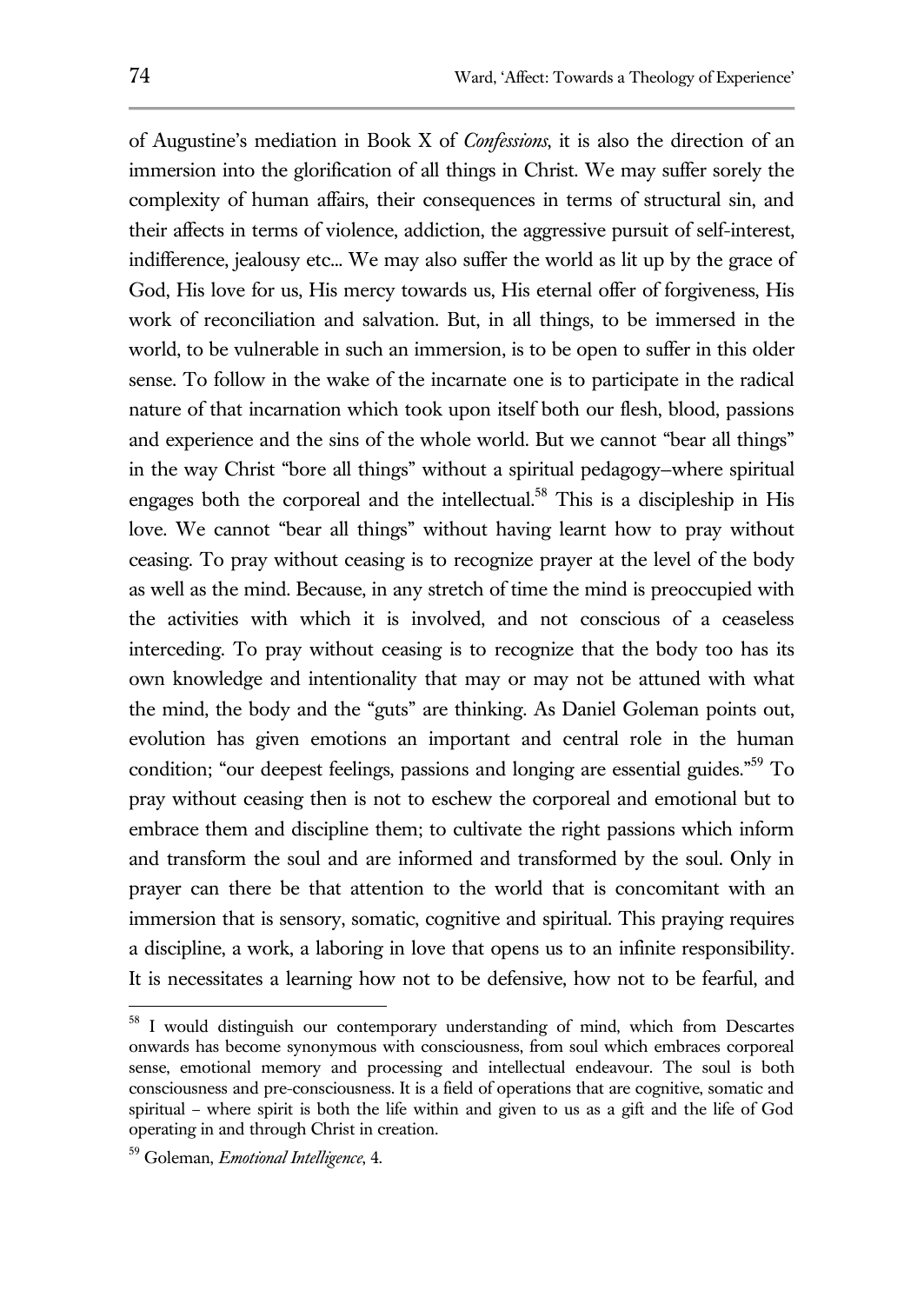of Augustine's mediation in Book X of *Confessions*, it is also the direction of an immersion into the glorification of all things in Christ. We may suffer sorely the complexity of human affairs, their consequences in terms of structural sin, and their affects in terms of violence, addiction, the aggressive pursuit of self-interest, indifference, jealousy etc... We may also suffer the world as lit up by the grace of God, His love for us, His mercy towards us, His eternal offer of forgiveness, His work of reconciliation and salvation. But, in all things, to be immersed in the world, to be vulnerable in such an immersion, is to be open to suffer in this older sense. To follow in the wake of the incarnate one is to participate in the radical nature of that incarnation which took upon itself both our flesh, blood, passions and experience and the sins of the whole world. But we cannot "bear all things" in the way Christ "bore all things" without a spiritual pedagogy–where spiritual engages both the corporeal and the intellectual.[58] This is a discipleship in His love. We cannot "bear all things" without having learnt how to pray without ceasing. To pray without ceasing is to recognize prayer at the level of the body as well as the mind. Because, in any stretch of time the mind is preoccupied with the activities with which it is involved, and not conscious of a ceaseless interceding. To pray without ceasing is to recognize that the body too has its own knowledge and intentionality that may or may not be attuned with what the mind, the body and the "guts" are thinking. As Daniel Goleman points out, evolution has given emotions an important and central role in the human condition; "our deepest feelings, passions and longing are essential guides."[59] To pray without ceasing then is not to eschew the corporeal and emotional but to embrace them and discipline them; to cultivate the right passions which inform and transform the soul and are informed and transformed by the soul. Only in prayer can there be that attention to the world that is concomitant with an immersion that is sensory, somatic, cognitive and spiritual. This praying requires a discipline, a work, a laboring in love that opens us to an infinite responsibility. It is necessitates a learning how not to be defensive, how not to be fearful, and

[58] I would distinguish our contemporary understanding of mind, which from Descartes onwards has become synonymous with consciousness, from soul which embraces corporeal sense, emotional memory and processing and intellectual endeavour. The soul is both consciousness and pre-consciousness. It is a field of operations that are cognitive, somatic and spiritual – where spirit is both the life within and given to us as a gift and the life of God operating in and through Christ in creation.

[59] Goleman, *Emotional Intelligence*, 4.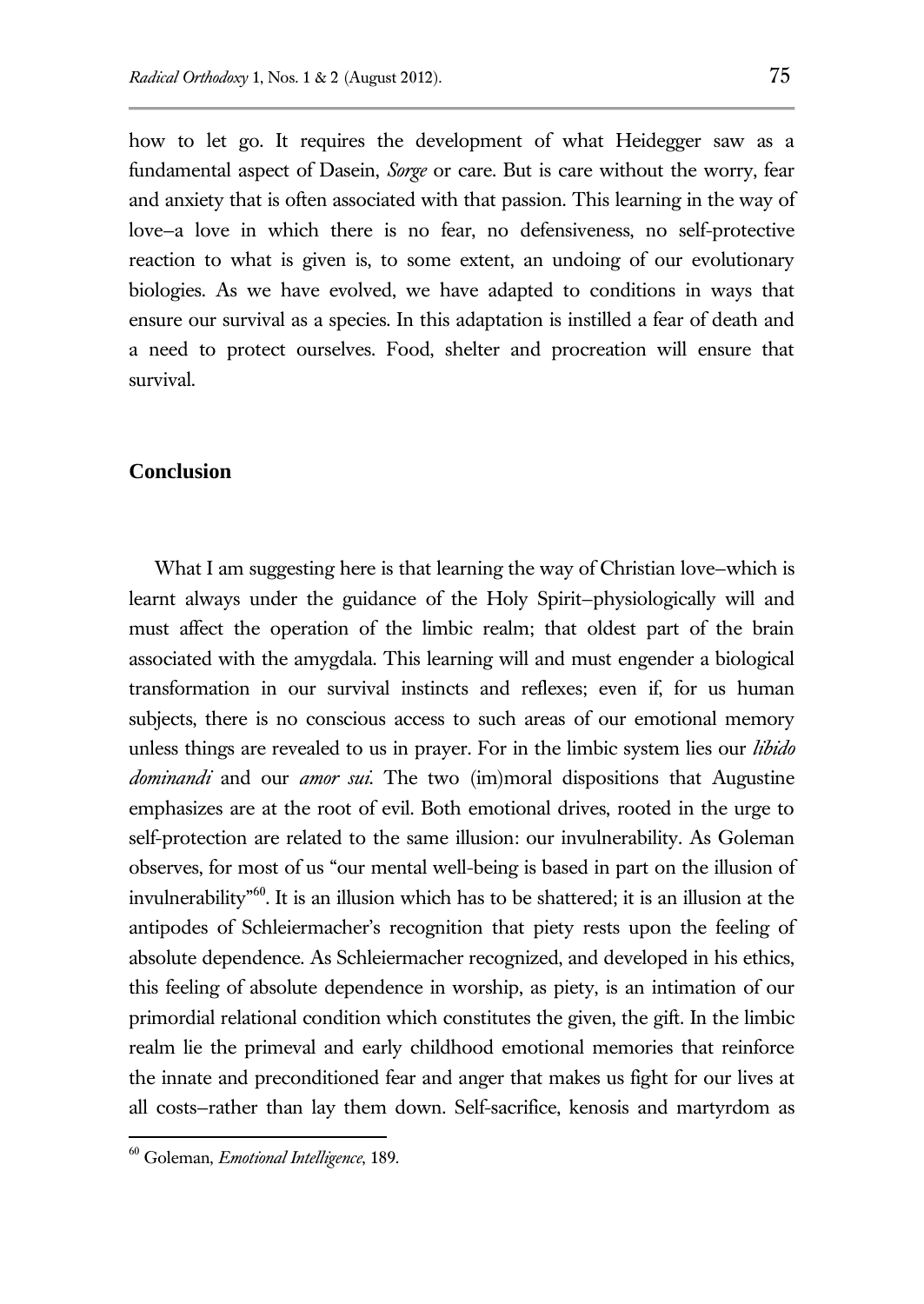how to let go. It requires the development of what Heidegger saw as a fundamental aspect of Dasein, *Sorge* or care. But is care without the worry, fear and anxiety that is often associated with that passion. This learning in the way of love–a love in which there is no fear, no defensiveness, no self-protective reaction to what is given is, to some extent, an undoing of our evolutionary biologies. As we have evolved, we have adapted to conditions in ways that ensure our survival as a species. In this adaptation is instilled a fear of death and a need to protect ourselves. Food, shelter and procreation will ensure that survival.

## Conclusion

What I am suggesting here is that learning the way of Christian love–which is learnt always under the guidance of the Holy Spirit–physiologically will and must affect the operation of the limbic realm; that oldest part of the brain associated with the amygdala. This learning will and must engender a biological transformation in our survival instincts and reflexes; even if, for us human subjects, there is no conscious access to such areas of our emotional memory unless things are revealed to us in prayer. For in the limbic system lies our *libido dominandi* and our *amor sui*. The two (im)moral dispositions that Augustine emphasizes are at the root of evil. Both emotional drives, rooted in the urge to self-protection are related to the same illusion: our invulnerability. As Goleman observes, for most of us "our mental well-being is based in part on the illusion of invulnerability"[60]. It is an illusion which has to be shattered; it is an illusion at the antipodes of Schleiermacher's recognition that piety rests upon the feeling of absolute dependence. As Schleiermacher recognized, and developed in his ethics, this feeling of absolute dependence in worship, as piety, is an intimation of our primordial relational condition which constitutes the given, the gift. In the limbic realm lie the primeval and early childhood emotional memories that reinforce the innate and preconditioned fear and anger that makes us fight for our lives at all costs–rather than lay them down. Self-sacrifice, kenosis and martyrdom as

[60] Goleman, *Emotional Intelligence*, 189.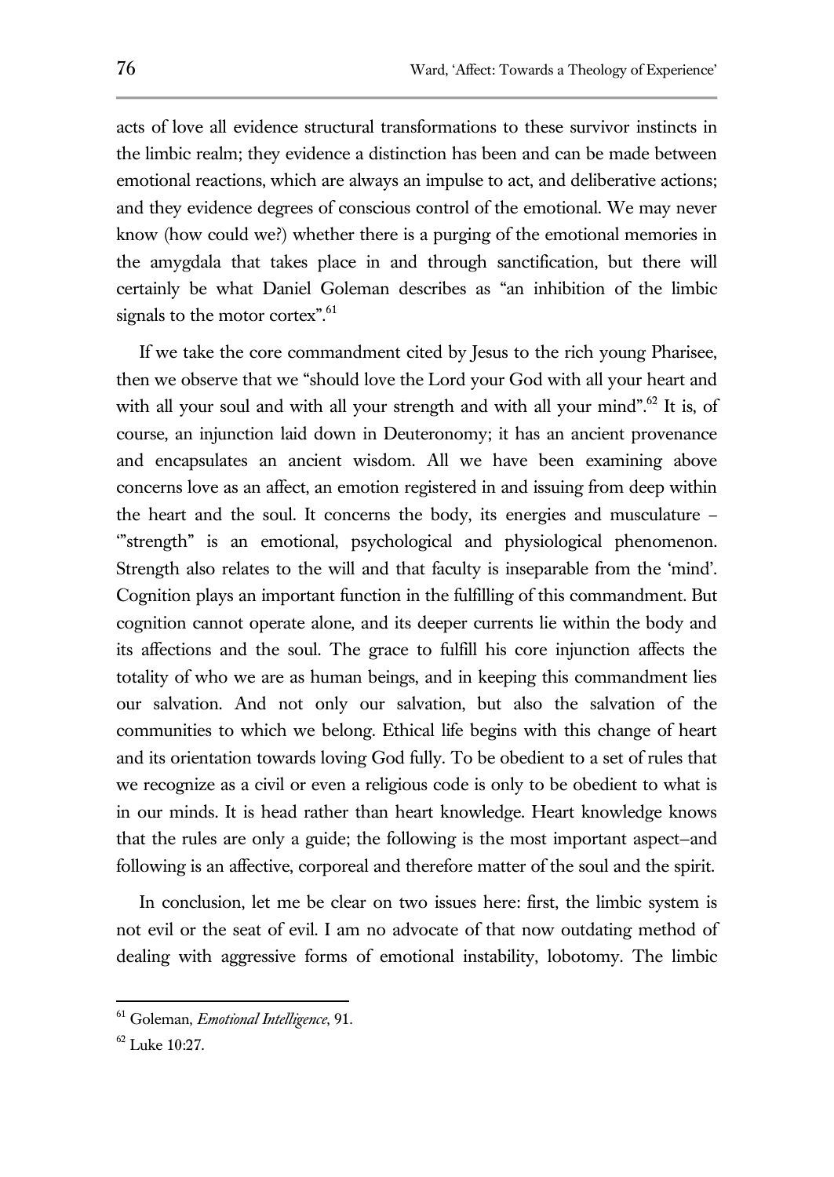acts of love all evidence structural transformations to these survivor instincts in the limbic realm; they evidence a distinction has been and can be made between emotional reactions, which are always an impulse to act, and deliberative actions; and they evidence degrees of conscious control of the emotional. We may never know (how could we?) whether there is a purging of the emotional memories in the amygdala that takes place in and through sanctification, but there will certainly be what Daniel Goleman describes as "an inhibition of the limbic signals to the motor cortex".[61]

If we take the core commandment cited by Jesus to the rich young Pharisee, then we observe that we "should love the Lord your God with all your heart and with all your soul and with all your strength and with all your mind".[62] It is, of course, an injunction laid down in Deuteronomy; it has an ancient provenance and encapsulates an ancient wisdom. All we have been examining above concerns love as an affect, an emotion registered in and issuing from deep within the heart and the soul. It concerns the body, its energies and musculature – '"strength" is an emotional, psychological and physiological phenomenon. Strength also relates to the will and that faculty is inseparable from the 'mind'. Cognition plays an important function in the fulfilling of this commandment. But cognition cannot operate alone, and its deeper currents lie within the body and its affections and the soul. The grace to fulfill his core injunction affects the totality of who we are as human beings, and in keeping this commandment lies our salvation. And not only our salvation, but also the salvation of the communities to which we belong. Ethical life begins with this change of heart and its orientation towards loving God fully. To be obedient to a set of rules that we recognize as a civil or even a religious code is only to be obedient to what is in our minds. It is head rather than heart knowledge. Heart knowledge knows that the rules are only a guide; the following is the most important aspect–and following is an affective, corporeal and therefore matter of the soul and the spirit.

In conclusion, let me be clear on two issues here: first, the limbic system is not evil or the seat of evil. I am no advocate of that now outdating method of dealing with aggressive forms of emotional instability, lobotomy. The limbic

---

[61] Goleman, *Emotional Intelligence*, 91.

[62] Luke 10:27.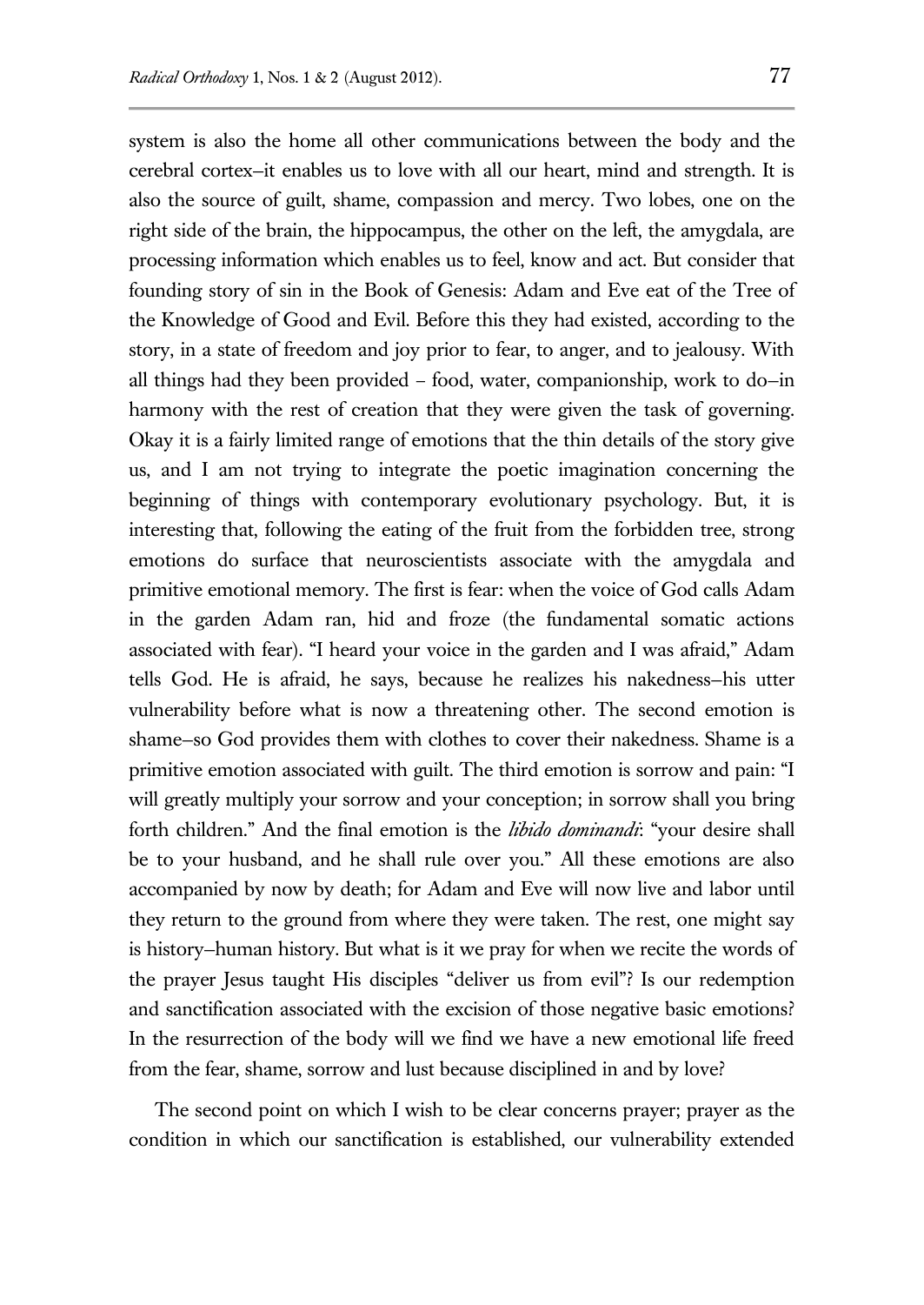system is also the home all other communications between the body and the cerebral cortex–it enables us to love with all our heart, mind and strength. It is also the source of guilt, shame, compassion and mercy. Two lobes, one on the right side of the brain, the hippocampus, the other on the left, the amygdala, are processing information which enables us to feel, know and act. But consider that founding story of sin in the Book of Genesis: Adam and Eve eat of the Tree of the Knowledge of Good and Evil. Before this they had existed, according to the story, in a state of freedom and joy prior to fear, to anger, and to jealousy. With all things had they been provided – food, water, companionship, work to do–in harmony with the rest of creation that they were given the task of governing. Okay it is a fairly limited range of emotions that the thin details of the story give us, and I am not trying to integrate the poetic imagination concerning the beginning of things with contemporary evolutionary psychology. But, it is interesting that, following the eating of the fruit from the forbidden tree, strong emotions do surface that neuroscientists associate with the amygdala and primitive emotional memory. The first is fear: when the voice of God calls Adam in the garden Adam ran, hid and froze (the fundamental somatic actions associated with fear). "I heard your voice in the garden and I was afraid," Adam tells God. He is afraid, he says, because he realizes his nakedness–his utter vulnerability before what is now a threatening other. The second emotion is shame–so God provides them with clothes to cover their nakedness. Shame is a primitive emotion associated with guilt. The third emotion is sorrow and pain: "I will greatly multiply your sorrow and your conception; in sorrow shall you bring forth children." And the final emotion is the *libido dominandi*: "your desire shall be to your husband, and he shall rule over you." All these emotions are also accompanied by now by death; for Adam and Eve will now live and labor until they return to the ground from where they were taken. The rest, one might say is history–human history. But what is it we pray for when we recite the words of the prayer Jesus taught His disciples "deliver us from evil"? Is our redemption and sanctification associated with the excision of those negative basic emotions? In the resurrection of the body will we find we have a new emotional life freed from the fear, shame, sorrow and lust because disciplined in and by love?

The second point on which I wish to be clear concerns prayer; prayer as the condition in which our sanctification is established, our vulnerability extended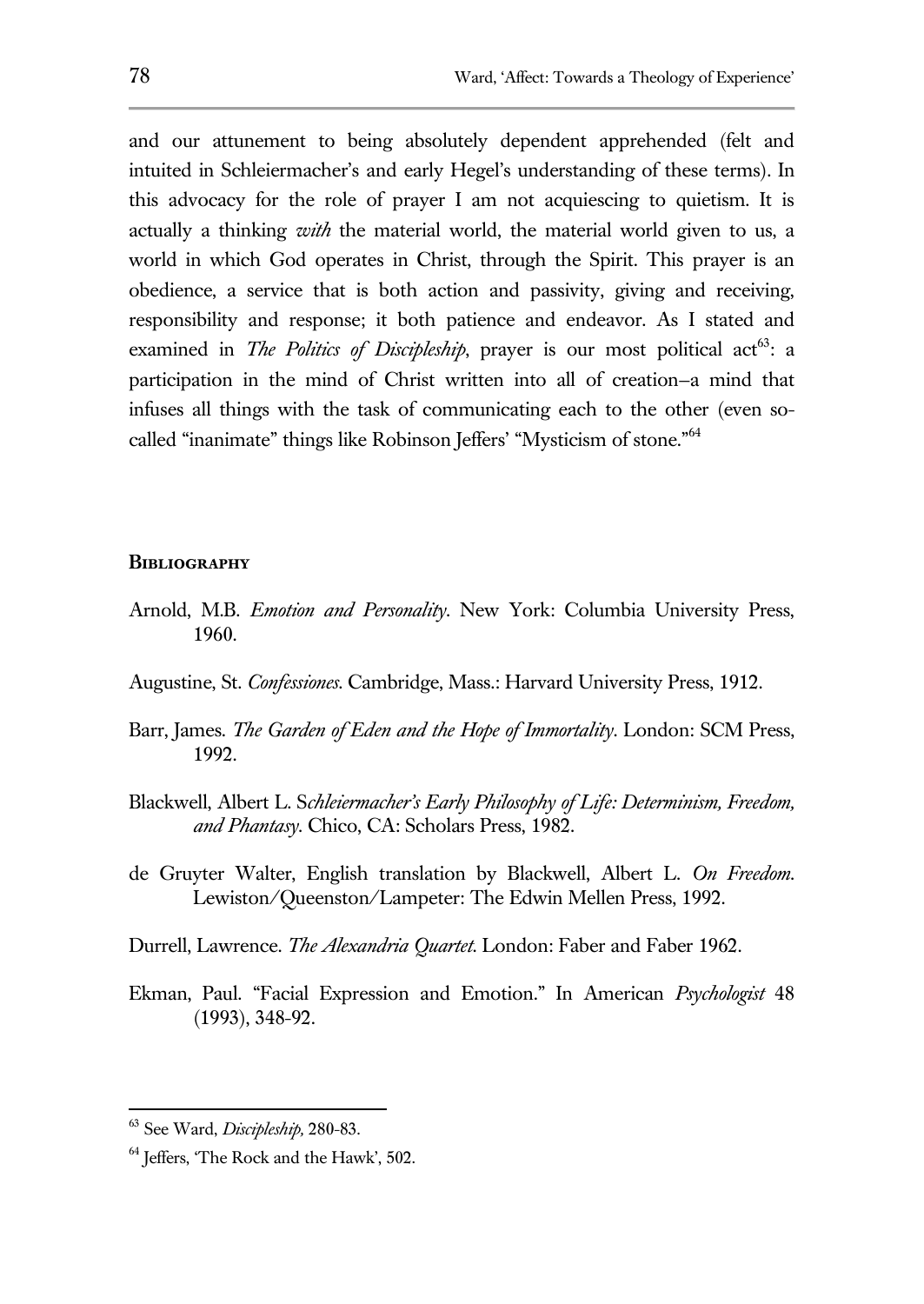and our attunement to being absolutely dependent apprehended (felt and intuited in Schleiermacher's and early Hegel's understanding of these terms). In this advocacy for the role of prayer I am not acquiescing to quietism. It is actually a thinking *with* the material world, the material world given to us, a world in which God operates in Christ, through the Spirit. This prayer is an obedience, a service that is both action and passivity, giving and receiving, responsibility and response; it both patience and endeavor. As I stated and examined in *The Politics of Discipleship*, prayer is our most political act[63]: a participation in the mind of Christ written into all of creation–a mind that infuses all things with the task of communicating each to the other (even so-called "inanimate" things like Robinson Jeffers' "Mysticism of stone."[64]

## Bibliography

Arnold, M.B. *Emotion and Personality*. New York: Columbia University Press, 1960.

Augustine, St. *Confessiones*. Cambridge, Mass.: Harvard University Press, 1912.

Barr, James. *The Garden of Eden and the Hope of Immortality*. London: SCM Press, 1992.

Blackwell, Albert L. S*chleiermacher's Early Philosophy of Life: Determinism, Freedom, and Phantasy*. Chico, CA: Scholars Press, 1982.

de Gruyter Walter, English translation by Blackwell, Albert L. *On Freedom*. Lewiston/Queenston/Lampeter: The Edwin Mellen Press, 1992.

Durrell, Lawrence. *The Alexandria Quartet*. London: Faber and Faber 1962.

Ekman, Paul. "Facial Expression and Emotion." In American *Psychologist* 48 (1993), 348-92.

---

[63] See Ward, *Discipleship*, 280-83.

[64] Jeffers, 'The Rock and the Hawk', 502.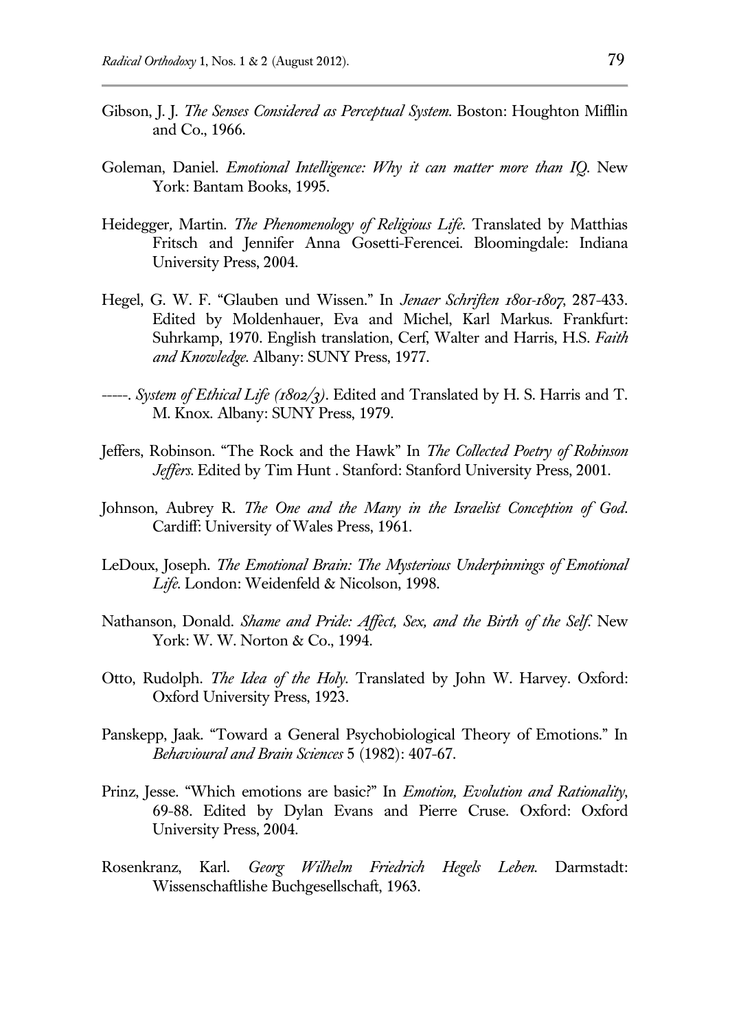Gibson, J. J. *The Senses Considered as Perceptual System*. Boston: Houghton Mifflin and Co., 1966.

Goleman, Daniel. *Emotional Intelligence: Why it can matter more than IQ*. New York: Bantam Books, 1995.

Heidegger, Martin. *The Phenomenology of Religious Life*. Translated by Matthias Fritsch and Jennifer Anna Gosetti-Ferencei. Bloomingdale: Indiana University Press, 2004.

Hegel, G. W. F. "Glauben und Wissen." In *Jenaer Schriften 1801-1807*, 287-433. Edited by Moldenhauer, Eva and Michel, Karl Markus. Frankfurt: Suhrkamp, 1970. English translation, Cerf, Walter and Harris, H.S. *Faith and Knowledge*. Albany: SUNY Press, 1977.

-----. *System of Ethical Life (1802/3)*. Edited and Translated by H. S. Harris and T. M. Knox. Albany: SUNY Press, 1979.

Jeffers, Robinson. "The Rock and the Hawk" In *The Collected Poetry of Robinson Jeffers*. Edited by Tim Hunt . Stanford: Stanford University Press, 2001.

Johnson, Aubrey R. *The One and the Many in the Israelist Conception of God*. Cardiff: University of Wales Press, 1961.

LeDoux, Joseph. *The Emotional Brain: The Mysterious Underpinnings of Emotional Life*. London: Weidenfeld & Nicolson, 1998.

Nathanson, Donald. *Shame and Pride: Affect, Sex, and the Birth of the Self*. New York: W. W. Norton & Co., 1994.

Otto, Rudolph. *The Idea of the Holy*. Translated by John W. Harvey. Oxford: Oxford University Press, 1923.

Panskepp, Jaak. "Toward a General Psychobiological Theory of Emotions." In *Behavioural and Brain Sciences* 5 (1982): 407-67.

Prinz, Jesse. "Which emotions are basic?" In *Emotion, Evolution and Rationality*, 69-88. Edited by Dylan Evans and Pierre Cruse. Oxford: Oxford University Press, 2004.

Rosenkranz, Karl. *Georg Wilhelm Friedrich Hegels Leben*. Darmstadt: Wissenschaftlishe Buchgesellschaft, 1963.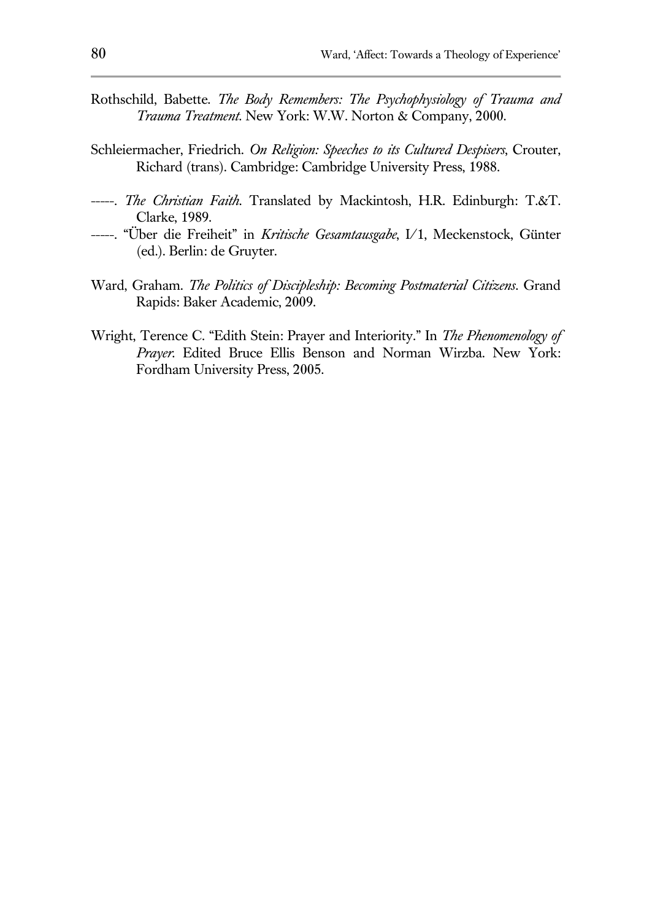Rothschild, Babette. *The Body Remembers: The Psychophysiology of Trauma and Trauma Treatment*. New York: W.W. Norton & Company, 2000.

Schleiermacher, Friedrich. *On Religion: Speeches to its Cultured Despisers*, Crouter, Richard (trans). Cambridge: Cambridge University Press, 1988.

-----. *The Christian Faith*. Translated by Mackintosh, H.R. Edinburgh: T.&T. Clarke, 1989.

-----. "Über die Freiheit" in *Kritische Gesamtausgabe*, I/1, Meckenstock, Günter (ed.). Berlin: de Gruyter.

Ward, Graham. *The Politics of Discipleship: Becoming Postmaterial Citizens*. Grand Rapids: Baker Academic, 2009.

Wright, Terence C. "Edith Stein: Prayer and Interiority." In *The Phenomenology of Prayer*. Edited Bruce Ellis Benson and Norman Wirzba. New York: Fordham University Press, 2005.